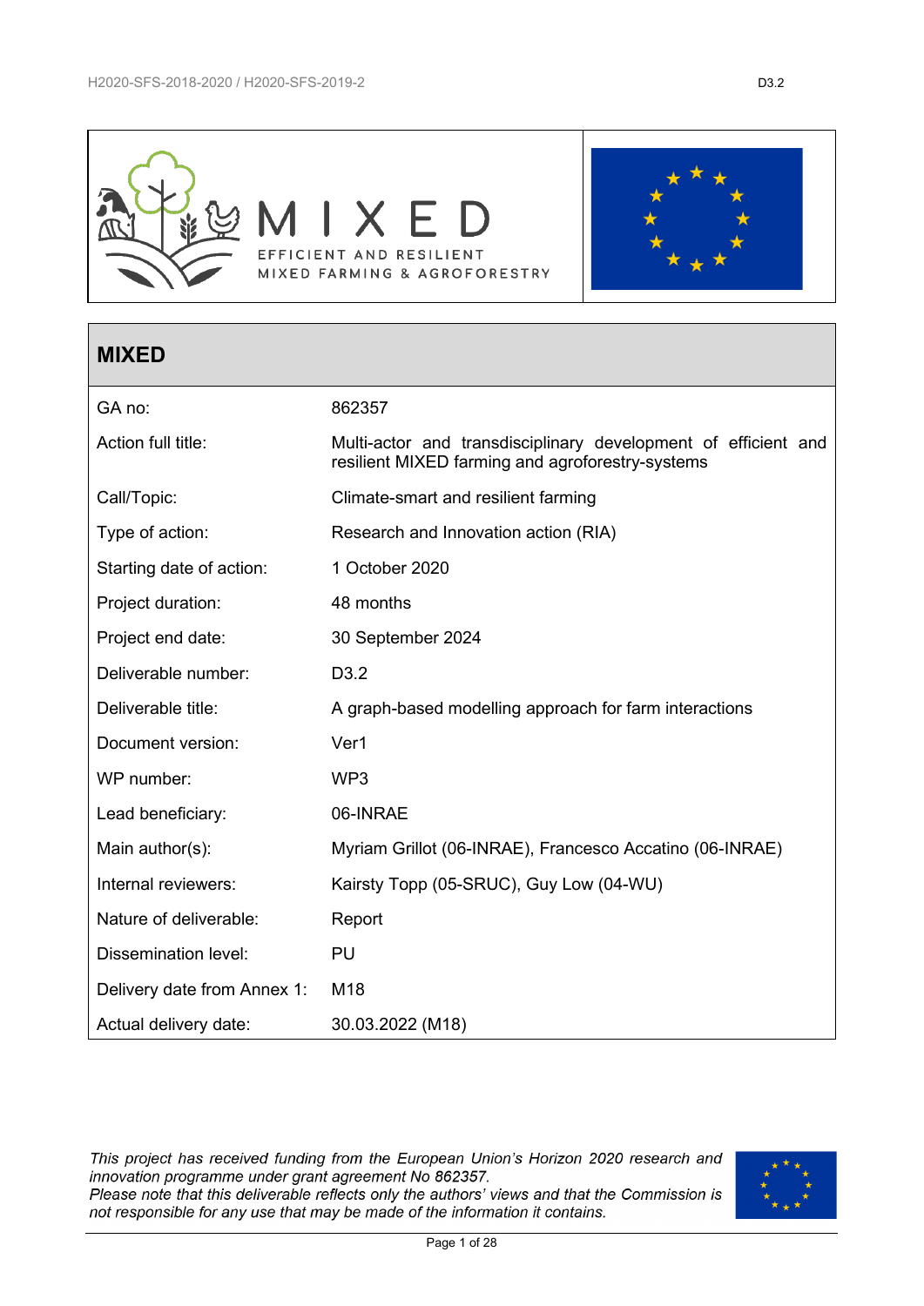MIXED

EFFICIENT AND RESILIENT
MIXED FARMING & AGROFORESTRY

## MIXED

| | |
|---|---|
| GA no: | 862357 |
| Action full title: | Multi-actor and transdisciplinary development of efficient and resilient MIXED farming and agroforestry-systems |
| Call/Topic: | Climate-smart and resilient farming |
| Type of action: | Research and Innovation action (RIA) |
| Starting date of action: | 1 October 2020 |
| Project duration: | 48 months |
| Project end date: | 30 September 2024 |
| Deliverable number: | D3.2 |
| Deliverable title: | A graph-based modelling approach for farm interactions |
| Document version: | Ver1 |
| WP number: | WP3 |
| Lead beneficiary: | 06-INRAE |
| Main author(s): | Myriam Grillot (06-INRAE), Francesco Accatino (06-INRAE) |
| Internal reviewers: | Kairsty Topp (05-SRUC), Guy Low (04-WU) |
| Nature of deliverable: | Report |
| Dissemination level: | PU |
| Delivery date from Annex 1: | M18 |
| Actual delivery date: | 30.03.2022 (M18) |

*This project has received funding from the European Union's Horizon 2020 research and innovation programme under grant agreement No 862357.*
*Please note that this deliverable reflects only the authors' views and that the Commission is not responsible for any use that may be made of the information it contains.*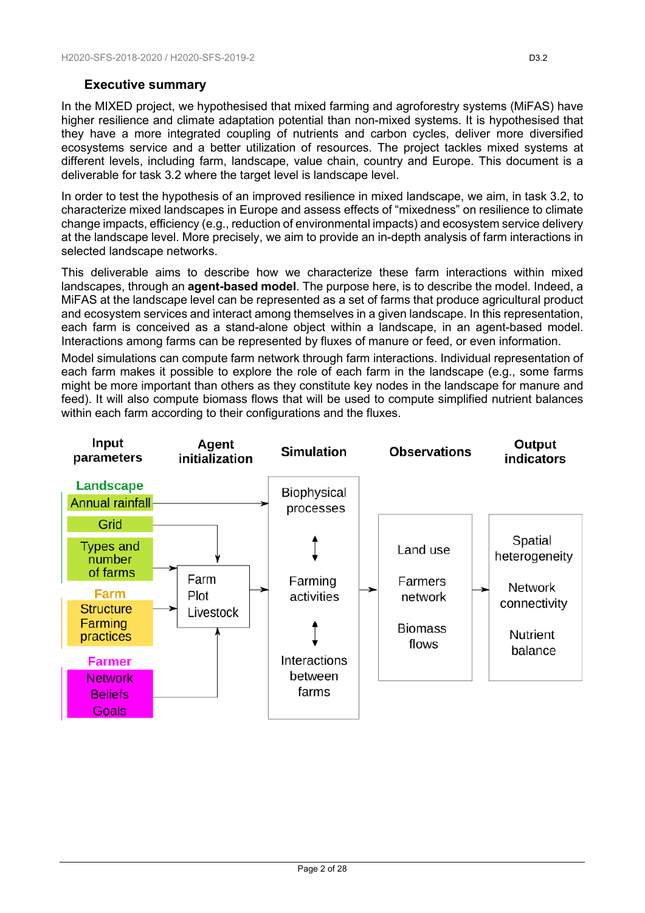### Executive summary

In the MIXED project, we hypothesised that mixed farming and agroforestry systems (MiFAS) have higher resilience and climate adaptation potential than non-mixed systems. It is hypothesised that they have a more integrated coupling of nutrients and carbon cycles, deliver more diversified ecosystems service and a better utilization of resources. The project tackles mixed systems at different levels, including farm, landscape, value chain, country and Europe. This document is a deliverable for task 3.2 where the target level is landscape level.

In order to test the hypothesis of an improved resilience in mixed landscape, we aim, in task 3.2, to characterize mixed landscapes in Europe and assess effects of "mixedness" on resilience to climate change impacts, efficiency (e.g., reduction of environmental impacts) and ecosystem service delivery at the landscape level. More precisely, we aim to provide an in-depth analysis of farm interactions in selected landscape networks.

This deliverable aims to describe how we characterize these farm interactions within mixed landscapes, through an **agent-based model**. The purpose here, is to describe the model. Indeed, a MiFAS at the landscape level can be represented as a set of farms that produce agricultural product and ecosystem services and interact among themselves in a given landscape. In this representation, each farm is conceived as a stand-alone object within a landscape, in an agent-based model. Interactions among farms can be represented by fluxes of manure or feed, or even information.

Model simulations can compute farm network through farm interactions. Individual representation of each farm makes it possible to explore the role of each farm in the landscape (e.g., some farms might be more important than others as they constitute key nodes in the landscape for manure and feed). It will also compute biomass flows that will be used to compute simplified nutrient balances within each farm according to their configurations and the fluxes.

| Input parameters | Agent initialization | Simulation | Observations | Output indicators |
|---|---|---|---|---|
| **Landscape**: Annual rainfall; Grid; Types and number of farms | Farm, Plot, Livestock | Biophysical processes ↕ Farming activities ↕ Interactions between farms | Land use | Spatial heterogeneity |
| **Farm**: Structure; Farming practices | | | Farmers network | Network connectivity |
| **Farmer**: Network; Beliefs; Goals | | | Biomass flows | Nutrient balance |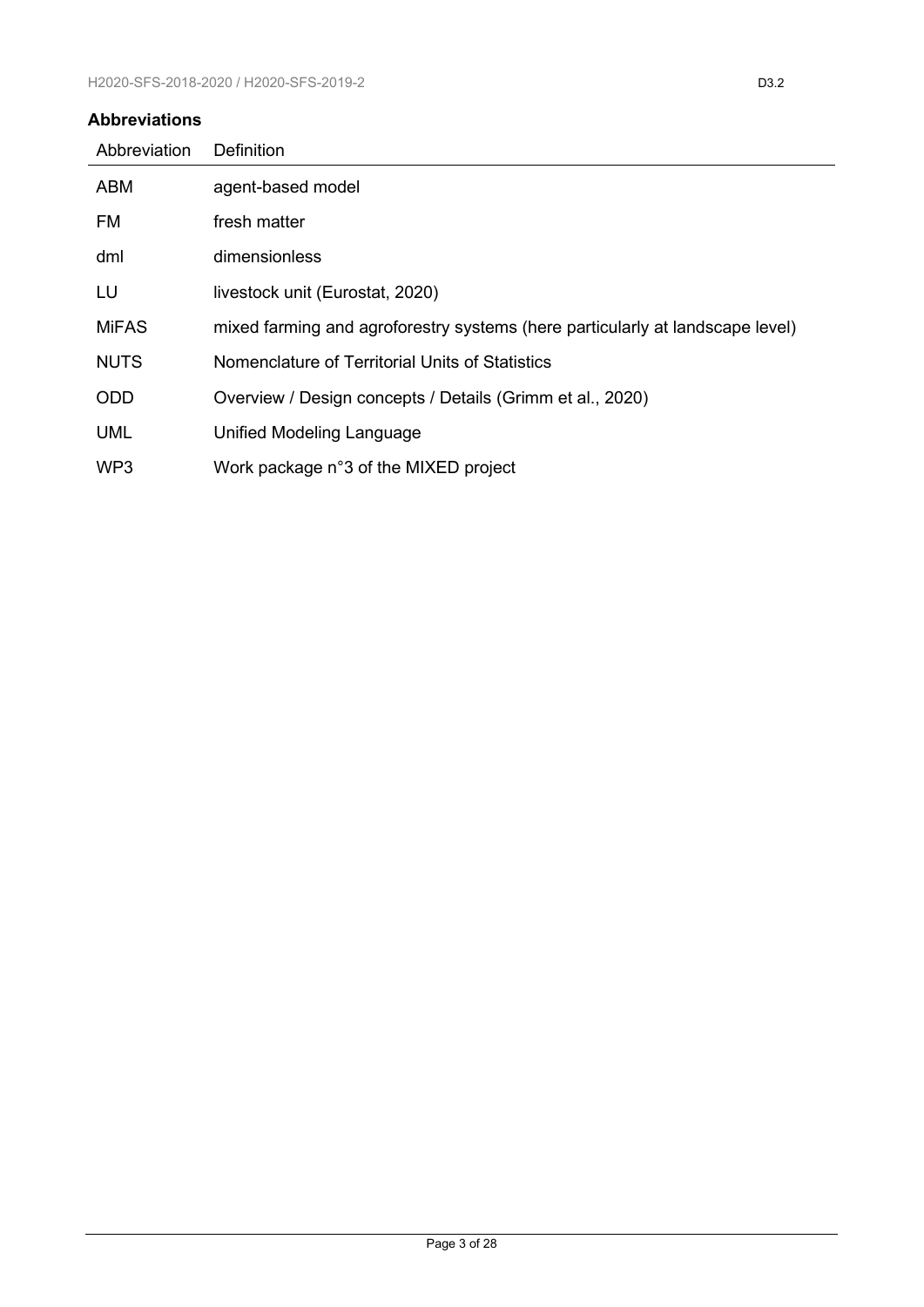**Abbreviations**

| Abbreviation | Definition |
| --- | --- |
| ABM | agent-based model |
| FM | fresh matter |
| dml | dimensionless |
| LU | livestock unit (Eurostat, 2020) |
| MiFAS | mixed farming and agroforestry systems (here particularly at landscape level) |
| NUTS | Nomenclature of Territorial Units of Statistics |
| ODD | Overview / Design concepts / Details (Grimm et al., 2020) |
| UML | Unified Modeling Language |
| WP3 | Work package n°3 of the MIXED project |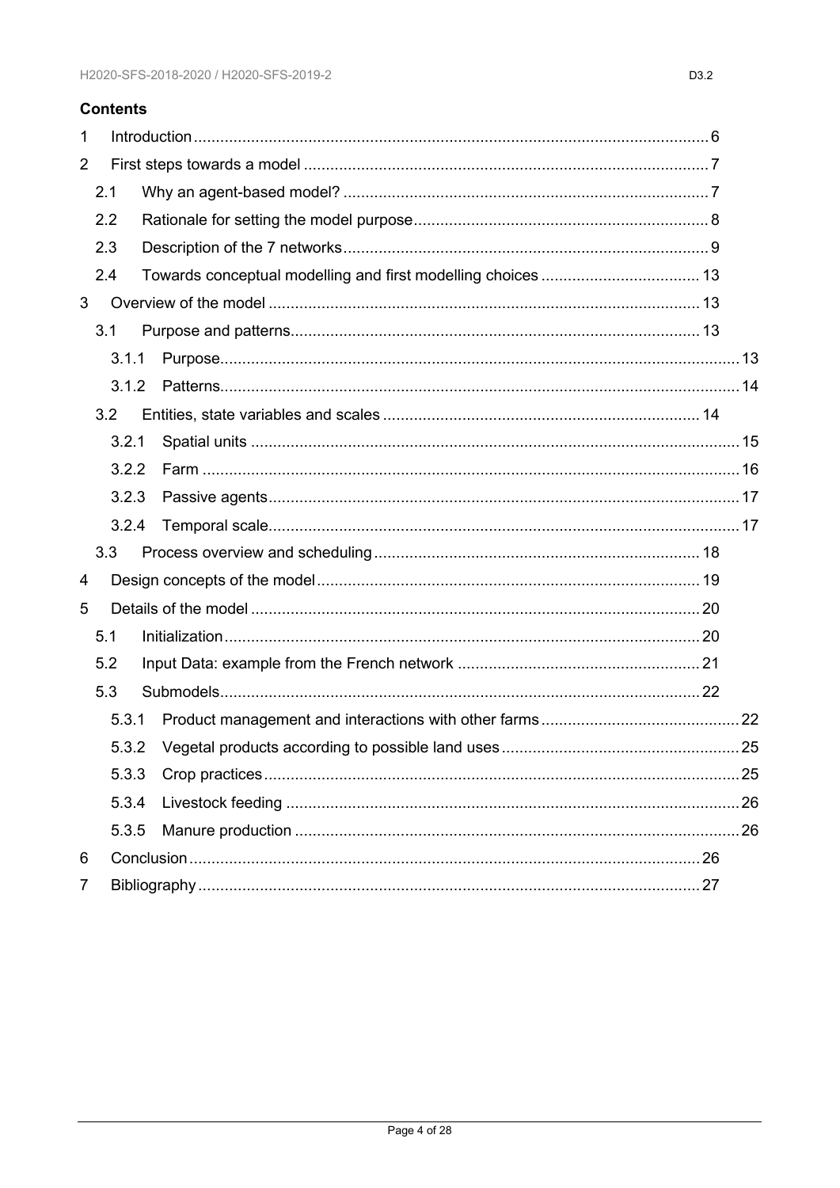## Contents

- 1 Introduction .... 6
- 2 First steps towards a model .... 7
  - 2.1 Why an agent-based model? .... 7
  - 2.2 Rationale for setting the model purpose .... 8
  - 2.3 Description of the 7 networks .... 9
  - 2.4 Towards conceptual modelling and first modelling choices .... 13
- 3 Overview of the model .... 13
  - 3.1 Purpose and patterns .... 13
    - 3.1.1 Purpose .... 13
    - 3.1.2 Patterns .... 14
  - 3.2 Entities, state variables and scales .... 14
    - 3.2.1 Spatial units .... 15
    - 3.2.2 Farm .... 16
    - 3.2.3 Passive agents .... 17
    - 3.2.4 Temporal scale .... 17
  - 3.3 Process overview and scheduling .... 18
- 4 Design concepts of the model .... 19
- 5 Details of the model .... 20
  - 5.1 Initialization .... 20
  - 5.2 Input Data: example from the French network .... 21
  - 5.3 Submodels .... 22
    - 5.3.1 Product management and interactions with other farms .... 22
    - 5.3.2 Vegetal products according to possible land uses .... 25
    - 5.3.3 Crop practices .... 25
    - 5.3.4 Livestock feeding .... 26
    - 5.3.5 Manure production .... 26
- 6 Conclusion .... 26
- 7 Bibliography .... 27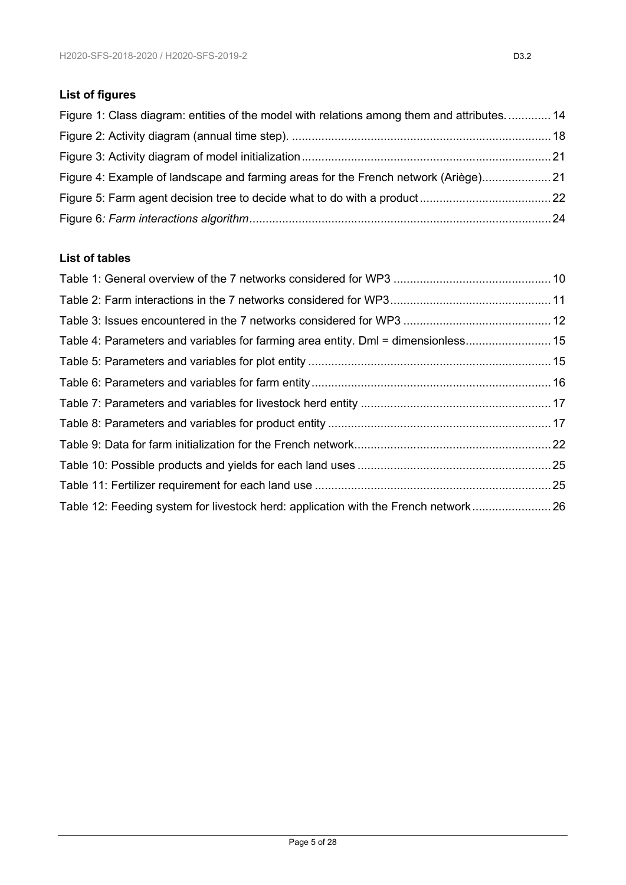**List of figures**

Figure 1: Class diagram: entities of the model with relations among them and attributes. ............. 14

Figure 2: Activity diagram (annual time step). ............................................................................... 18

Figure 3: Activity diagram of model initialization ............................................................................ 21

Figure 4: Example of landscape and farming areas for the French network (Ariège)..................... 21

Figure 5: Farm agent decision tree to decide what to do with a product ........................................ 22

Figure 6*: Farm interactions algorithm*........................................................................................... 24

**List of tables**

Table 1: General overview of the 7 networks considered for WP3 ................................................ 10

Table 2: Farm interactions in the 7 networks considered for WP3................................................. 11

Table 3: Issues encountered in the 7 networks considered for WP3 ............................................. 12

Table 4: Parameters and variables for farming area entity. Dml = dimensionless.......................... 15

Table 5: Parameters and variables for plot entity ........................................................................... 15

Table 6: Parameters and variables for farm entity .......................................................................... 16

Table 7: Parameters and variables for livestock herd entity .......................................................... 17

Table 8: Parameters and variables for product entity ..................................................................... 17

Table 9: Data for farm initialization for the French network............................................................ 22

Table 10: Possible products and yields for each land uses ............................................................ 25

Table 11: Fertilizer requirement for each land use ......................................................................... 25

Table 12: Feeding system for livestock herd: application with the French network........................ 26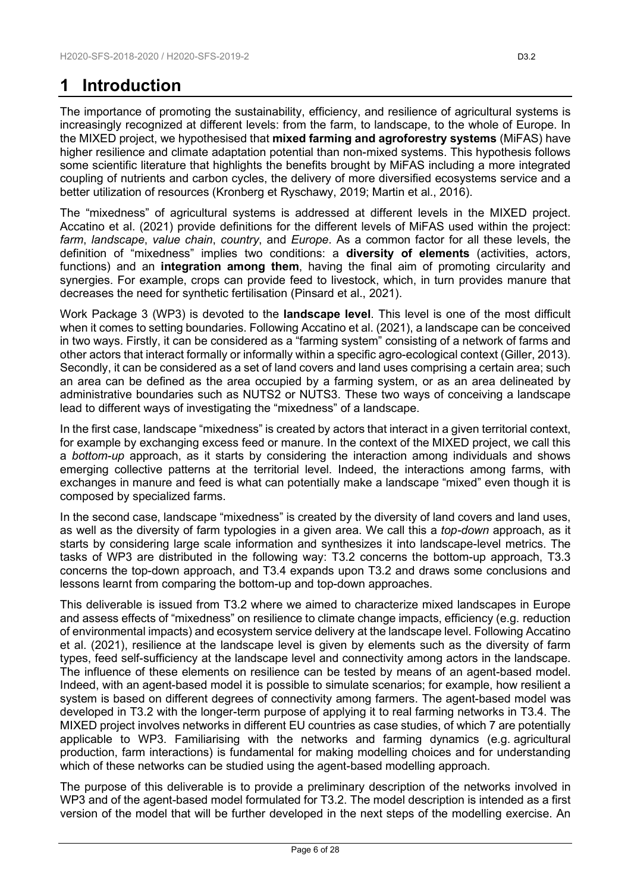# 1 Introduction

The importance of promoting the sustainability, efficiency, and resilience of agricultural systems is increasingly recognized at different levels: from the farm, to landscape, to the whole of Europe. In the MIXED project, we hypothesised that **mixed farming and agroforestry systems** (MiFAS) have higher resilience and climate adaptation potential than non-mixed systems. This hypothesis follows some scientific literature that highlights the benefits brought by MiFAS including a more integrated coupling of nutrients and carbon cycles, the delivery of more diversified ecosystems service and a better utilization of resources (Kronberg et Ryschawy, 2019; Martin et al., 2016).

The "mixedness" of agricultural systems is addressed at different levels in the MIXED project. Accatino et al. (2021) provide definitions for the different levels of MiFAS used within the project: *farm*, *landscape*, *value chain*, *country*, and *Europe*. As a common factor for all these levels, the definition of "mixedness" implies two conditions: a **diversity of elements** (activities, actors, functions) and an **integration among them**, having the final aim of promoting circularity and synergies. For example, crops can provide feed to livestock, which, in turn provides manure that decreases the need for synthetic fertilisation (Pinsard et al., 2021).

Work Package 3 (WP3) is devoted to the **landscape level**. This level is one of the most difficult when it comes to setting boundaries. Following Accatino et al. (2021), a landscape can be conceived in two ways. Firstly, it can be considered as a "farming system" consisting of a network of farms and other actors that interact formally or informally within a specific agro-ecological context (Giller, 2013). Secondly, it can be considered as a set of land covers and land uses comprising a certain area; such an area can be defined as the area occupied by a farming system, or as an area delineated by administrative boundaries such as NUTS2 or NUTS3. These two ways of conceiving a landscape lead to different ways of investigating the "mixedness" of a landscape.

In the first case, landscape "mixedness" is created by actors that interact in a given territorial context, for example by exchanging excess feed or manure. In the context of the MIXED project, we call this a *bottom-up* approach, as it starts by considering the interaction among individuals and shows emerging collective patterns at the territorial level. Indeed, the interactions among farms, with exchanges in manure and feed is what can potentially make a landscape "mixed" even though it is composed by specialized farms.

In the second case, landscape "mixedness" is created by the diversity of land covers and land uses, as well as the diversity of farm typologies in a given area. We call this a *top-down* approach, as it starts by considering large scale information and synthesizes it into landscape-level metrics. The tasks of WP3 are distributed in the following way: T3.2 concerns the bottom-up approach, T3.3 concerns the top-down approach, and T3.4 expands upon T3.2 and draws some conclusions and lessons learnt from comparing the bottom-up and top-down approaches.

This deliverable is issued from T3.2 where we aimed to characterize mixed landscapes in Europe and assess effects of "mixedness" on resilience to climate change impacts, efficiency (e.g. reduction of environmental impacts) and ecosystem service delivery at the landscape level. Following Accatino et al. (2021), resilience at the landscape level is given by elements such as the diversity of farm types, feed self-sufficiency at the landscape level and connectivity among actors in the landscape. The influence of these elements on resilience can be tested by means of an agent-based model. Indeed, with an agent-based model it is possible to simulate scenarios; for example, how resilient a system is based on different degrees of connectivity among farmers. The agent-based model was developed in T3.2 with the longer-term purpose of applying it to real farming networks in T3.4. The MIXED project involves networks in different EU countries as case studies, of which 7 are potentially applicable to WP3. Familiarising with the networks and farming dynamics (e.g. agricultural production, farm interactions) is fundamental for making modelling choices and for understanding which of these networks can be studied using the agent-based modelling approach.

The purpose of this deliverable is to provide a preliminary description of the networks involved in WP3 and of the agent-based model formulated for T3.2. The model description is intended as a first version of the model that will be further developed in the next steps of the modelling exercise. An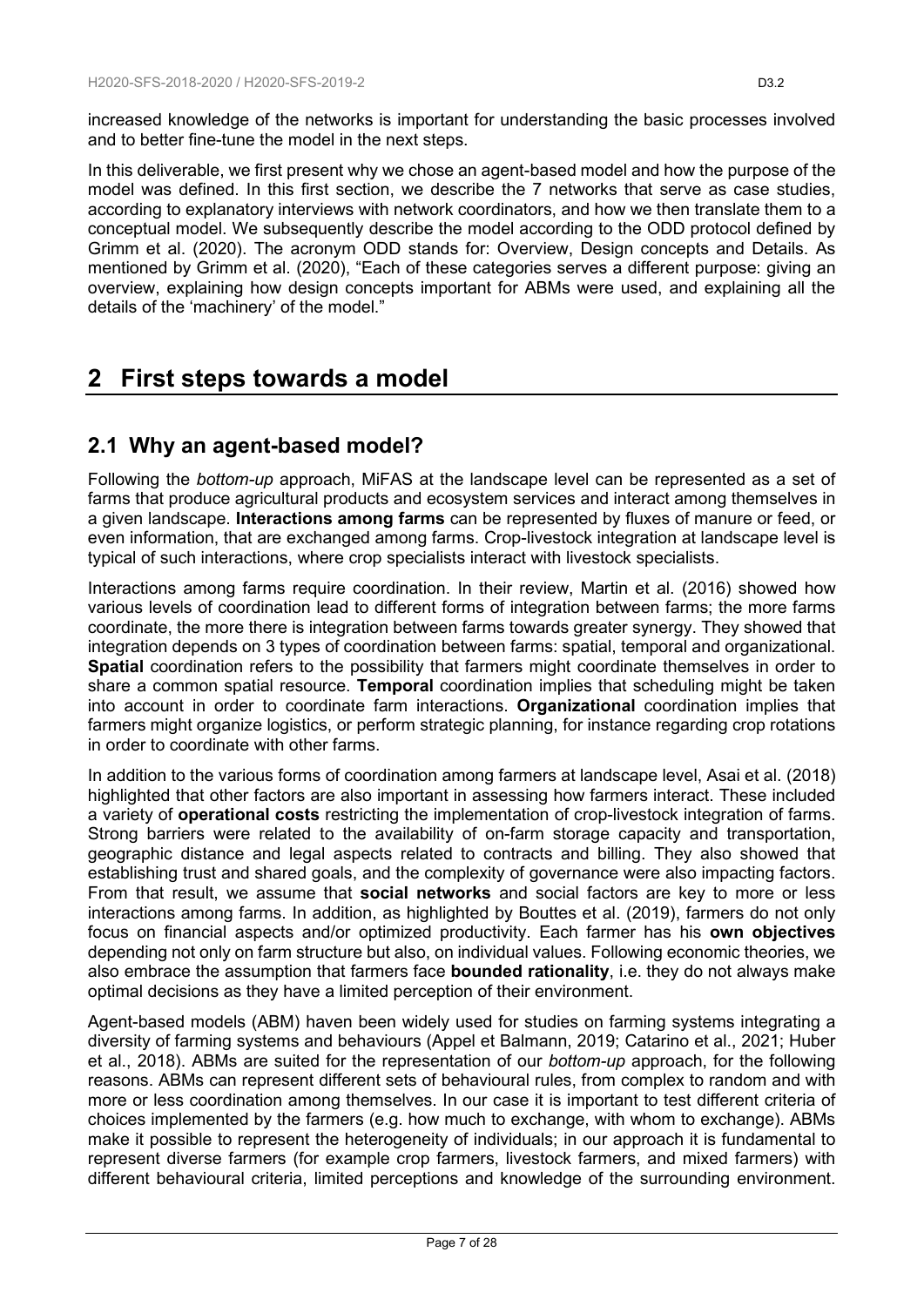increased knowledge of the networks is important for understanding the basic processes involved and to better fine-tune the model in the next steps.

In this deliverable, we first present why we chose an agent-based model and how the purpose of the model was defined. In this first section, we describe the 7 networks that serve as case studies, according to explanatory interviews with network coordinators, and how we then translate them to a conceptual model. We subsequently describe the model according to the ODD protocol defined by Grimm et al. (2020). The acronym ODD stands for: Overview, Design concepts and Details. As mentioned by Grimm et al. (2020), "Each of these categories serves a different purpose: giving an overview, explaining how design concepts important for ABMs were used, and explaining all the details of the 'machinery' of the model."

# 2 First steps towards a model

## 2.1 Why an agent-based model?

Following the *bottom-up* approach, MiFAS at the landscape level can be represented as a set of farms that produce agricultural products and ecosystem services and interact among themselves in a given landscape. **Interactions among farms** can be represented by fluxes of manure or feed, or even information, that are exchanged among farms. Crop-livestock integration at landscape level is typical of such interactions, where crop specialists interact with livestock specialists.

Interactions among farms require coordination. In their review, Martin et al. (2016) showed how various levels of coordination lead to different forms of integration between farms; the more farms coordinate, the more there is integration between farms towards greater synergy. They showed that integration depends on 3 types of coordination between farms: spatial, temporal and organizational. **Spatial** coordination refers to the possibility that farmers might coordinate themselves in order to share a common spatial resource. **Temporal** coordination implies that scheduling might be taken into account in order to coordinate farm interactions. **Organizational** coordination implies that farmers might organize logistics, or perform strategic planning, for instance regarding crop rotations in order to coordinate with other farms.

In addition to the various forms of coordination among farmers at landscape level, Asai et al. (2018) highlighted that other factors are also important in assessing how farmers interact. These included a variety of **operational costs** restricting the implementation of crop-livestock integration of farms. Strong barriers were related to the availability of on-farm storage capacity and transportation, geographic distance and legal aspects related to contracts and billing. They also showed that establishing trust and shared goals, and the complexity of governance were also impacting factors. From that result, we assume that **social networks** and social factors are key to more or less interactions among farms. In addition, as highlighted by Bouttes et al. (2019), farmers do not only focus on financial aspects and/or optimized productivity. Each farmer has his **own objectives** depending not only on farm structure but also, on individual values. Following economic theories, we also embrace the assumption that farmers face **bounded rationality**, i.e. they do not always make optimal decisions as they have a limited perception of their environment.

Agent-based models (ABM) haven been widely used for studies on farming systems integrating a diversity of farming systems and behaviours (Appel et Balmann, 2019; Catarino et al., 2021; Huber et al., 2018). ABMs are suited for the representation of our *bottom-up* approach, for the following reasons. ABMs can represent different sets of behavioural rules, from complex to random and with more or less coordination among themselves. In our case it is important to test different criteria of choices implemented by the farmers (e.g. how much to exchange, with whom to exchange). ABMs make it possible to represent the heterogeneity of individuals; in our approach it is fundamental to represent diverse farmers (for example crop farmers, livestock farmers, and mixed farmers) with different behavioural criteria, limited perceptions and knowledge of the surrounding environment.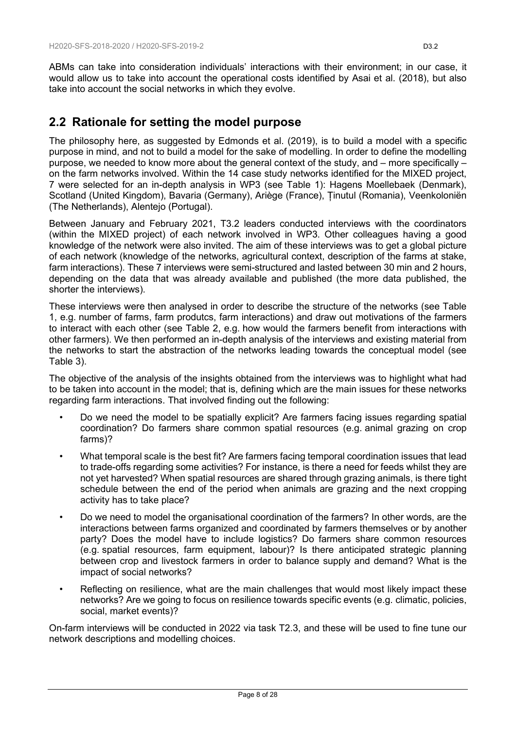ABMs can take into consideration individuals' interactions with their environment; in our case, it would allow us to take into account the operational costs identified by Asai et al. (2018), but also take into account the social networks in which they evolve.

## 2.2 Rationale for setting the model purpose

The philosophy here, as suggested by Edmonds et al. (2019), is to build a model with a specific purpose in mind, and not to build a model for the sake of modelling. In order to define the modelling purpose, we needed to know more about the general context of the study, and – more specifically – on the farm networks involved. Within the 14 case study networks identified for the MIXED project, 7 were selected for an in-depth analysis in WP3 (see Table 1): Hagens Moellebaek (Denmark), Scotland (United Kingdom), Bavaria (Germany), Ariège (France), Ținutul (Romania), Veenkoloniën (The Netherlands), Alentejo (Portugal).

Between January and February 2021, T3.2 leaders conducted interviews with the coordinators (within the MIXED project) of each network involved in WP3. Other colleagues having a good knowledge of the network were also invited. The aim of these interviews was to get a global picture of each network (knowledge of the networks, agricultural context, description of the farms at stake, farm interactions). These 7 interviews were semi-structured and lasted between 30 min and 2 hours, depending on the data that was already available and published (the more data published, the shorter the interviews).

These interviews were then analysed in order to describe the structure of the networks (see Table 1, e.g. number of farms, farm produtcs, farm interactions) and draw out motivations of the farmers to interact with each other (see Table 2, e.g. how would the farmers benefit from interactions with other farmers). We then performed an in-depth analysis of the interviews and existing material from the networks to start the abstraction of the networks leading towards the conceptual model (see Table 3).

The objective of the analysis of the insights obtained from the interviews was to highlight what had to be taken into account in the model; that is, defining which are the main issues for these networks regarding farm interactions. That involved finding out the following:

- Do we need the model to be spatially explicit? Are farmers facing issues regarding spatial coordination? Do farmers share common spatial resources (e.g. animal grazing on crop farms)?
- What temporal scale is the best fit? Are farmers facing temporal coordination issues that lead to trade-offs regarding some activities? For instance, is there a need for feeds whilst they are not yet harvested? When spatial resources are shared through grazing animals, is there tight schedule between the end of the period when animals are grazing and the next cropping activity has to take place?
- Do we need to model the organisational coordination of the farmers? In other words, are the interactions between farms organized and coordinated by farmers themselves or by another party? Does the model have to include logistics? Do farmers share common resources (e.g. spatial resources, farm equipment, labour)? Is there anticipated strategic planning between crop and livestock farmers in order to balance supply and demand? What is the impact of social networks?
- Reflecting on resilience, what are the main challenges that would most likely impact these networks? Are we going to focus on resilience towards specific events (e.g. climatic, policies, social, market events)?

On-farm interviews will be conducted in 2022 via task T2.3, and these will be used to fine tune our network descriptions and modelling choices.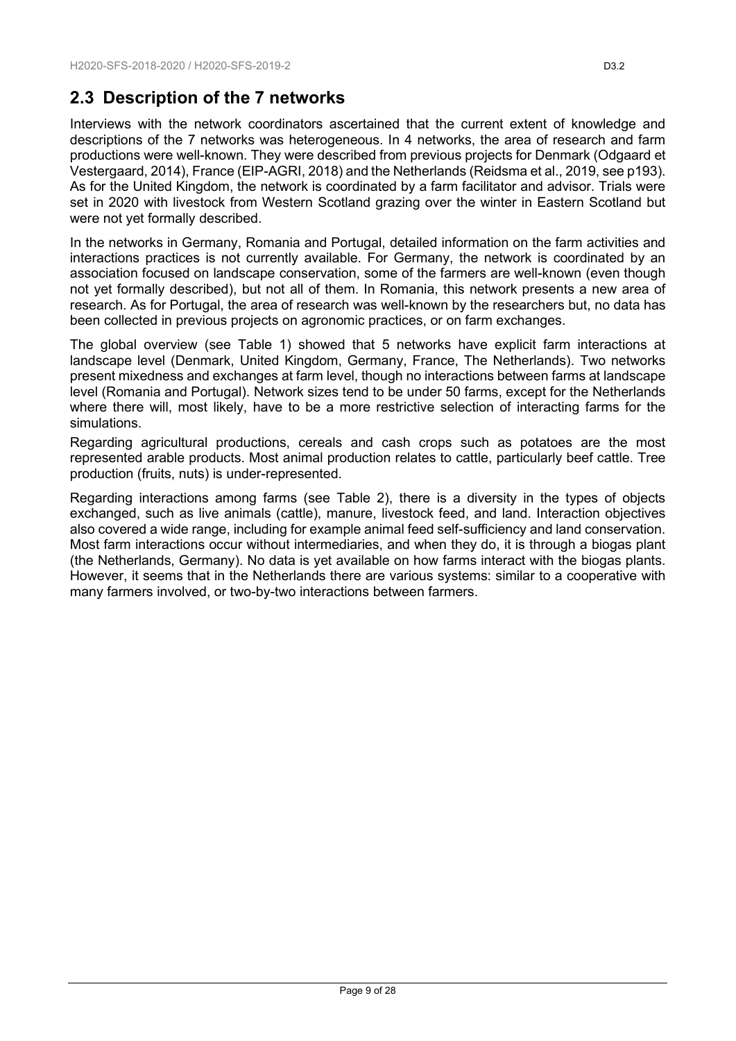## 2.3 Description of the 7 networks

Interviews with the network coordinators ascertained that the current extent of knowledge and descriptions of the 7 networks was heterogeneous. In 4 networks, the area of research and farm productions were well-known. They were described from previous projects for Denmark (Odgaard et Vestergaard, 2014), France (EIP-AGRI, 2018) and the Netherlands (Reidsma et al., 2019, see p193). As for the United Kingdom, the network is coordinated by a farm facilitator and advisor. Trials were set in 2020 with livestock from Western Scotland grazing over the winter in Eastern Scotland but were not yet formally described.

In the networks in Germany, Romania and Portugal, detailed information on the farm activities and interactions practices is not currently available. For Germany, the network is coordinated by an association focused on landscape conservation, some of the farmers are well-known (even though not yet formally described), but not all of them. In Romania, this network presents a new area of research. As for Portugal, the area of research was well-known by the researchers but, no data has been collected in previous projects on agronomic practices, or on farm exchanges.

The global overview (see Table 1) showed that 5 networks have explicit farm interactions at landscape level (Denmark, United Kingdom, Germany, France, The Netherlands). Two networks present mixedness and exchanges at farm level, though no interactions between farms at landscape level (Romania and Portugal). Network sizes tend to be under 50 farms, except for the Netherlands where there will, most likely, have to be a more restrictive selection of interacting farms for the simulations.

Regarding agricultural productions, cereals and cash crops such as potatoes are the most represented arable products. Most animal production relates to cattle, particularly beef cattle. Tree production (fruits, nuts) is under-represented.

Regarding interactions among farms (see Table 2), there is a diversity in the types of objects exchanged, such as live animals (cattle), manure, livestock feed, and land. Interaction objectives also covered a wide range, including for example animal feed self-sufficiency and land conservation. Most farm interactions occur without intermediaries, and when they do, it is through a biogas plant (the Netherlands, Germany). No data is yet available on how farms interact with the biogas plants. However, it seems that in the Netherlands there are various systems: similar to a cooperative with many farmers involved, or two-by-two interactions between farmers.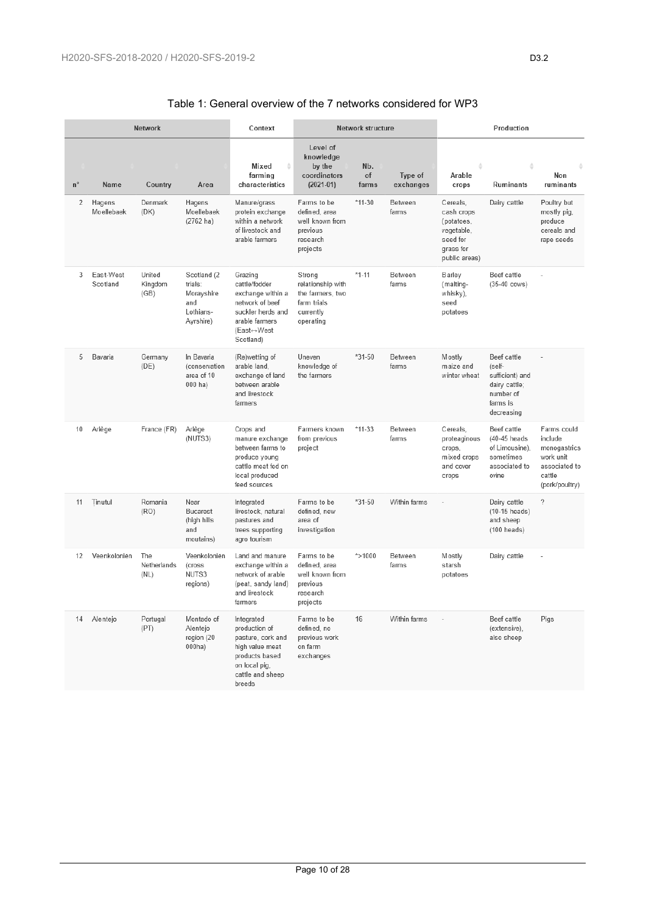Table 1: General overview of the 7 networks considered for WP3

| Network | | | | Context | Network structure | | | Production | | |
|---|---|---|---|---|---|---|---|---|---|---|
| n° | Name | Country | Area | Mixed farming characteristics | Level of knowledge by the coordinators (2021-01) | Nb. of farms | Type of exchanges | Arable crops | Ruminants | Non ruminants |
| 2 | Hagens Moellebaek | Denmark (DK) | Hagens Moellebaek (2762 ha) | Manure/grass protein exchange within a network of livestock and arable farmers | Farms to be defined, area well known from previous research projects | *11-30 | Between farms | Cereals, cash crops (potatoes, vegetable, seed for grass for public areas) | Dairy cattle | Poultry but mostly pig, produce cereals and rape seeds |
| 3 | East-West Scotland | United Kingdom (GB) | Scotland (2 trials: Morayshire and Lothians-Ayrshire) | Grazing cattle/fodder exchange within a network of beef suckler herds and arable farmers (East↔West Scotland) | Strong relationship with the farmers, two farm trials currently operating | *1-11 | Between farms | Barley (malting-whisky), seed potatoes | Beef cattle (35-40 cows) | - |
| 5 | Bavaria | Germany (DE) | In Bavaria (conservation area of 10 000 ha) | (Re)wetting of arable land, exchange of land between arable and livestock farmers | Uneven knowledge of the farmers | *31-50 | Between farms | Mostly maize and winter wheat | Beef cattle (self-sufficient) and dairy cattle; number of farms is decreasing | - |
| 10 | Ariège | France (FR) | Ariège (NUTS3) | Crops and manure exchange between farms to produce young cattle meat fed on local produced feed sources | Farmers known from previous project | *11-33 | Between farms | Cereals, proteaginous crops, mixed crops and cover crops | Beef cattle (40-45 heads of Limousine), sometimes associated to ovine | Farms could include monogastrics work unit associated to cattle (pork/poultry) |
| 11 | Ţinutul | Romania (RO) | Near Bucarest (high hills and moutains) | Integrated livestock, natural pastures and trees supporting agro tourism | Farms to be defined, new area of investigation | *31-50 | Within farms | - | Dairy cattle (10-15 heads) and sheep (100 heads) | ? |
| 12 | Veenkoloniën | The Netherlands (NL) | Veenkoloniën (cross NUTS3 regions) | Land and manure exchange within a network of arable (peat, sandy land) and livestock farmers | Farms to be defined, area well known from previous research projects | *>1000 | Between farms | Mostly starsh potatoes | Dairy cattle | - |
| 14 | Alentejo | Portugal (PT) | Montado of Alentejo region (20 000ha) | Integrated production of pasture, cork and high value meat products based on local pig, cattle and sheep breeds | Farms to be defined, no previous work on farm exchanges | 16 | Within farms | - | Beef cattle (extensive), also sheep | Pigs |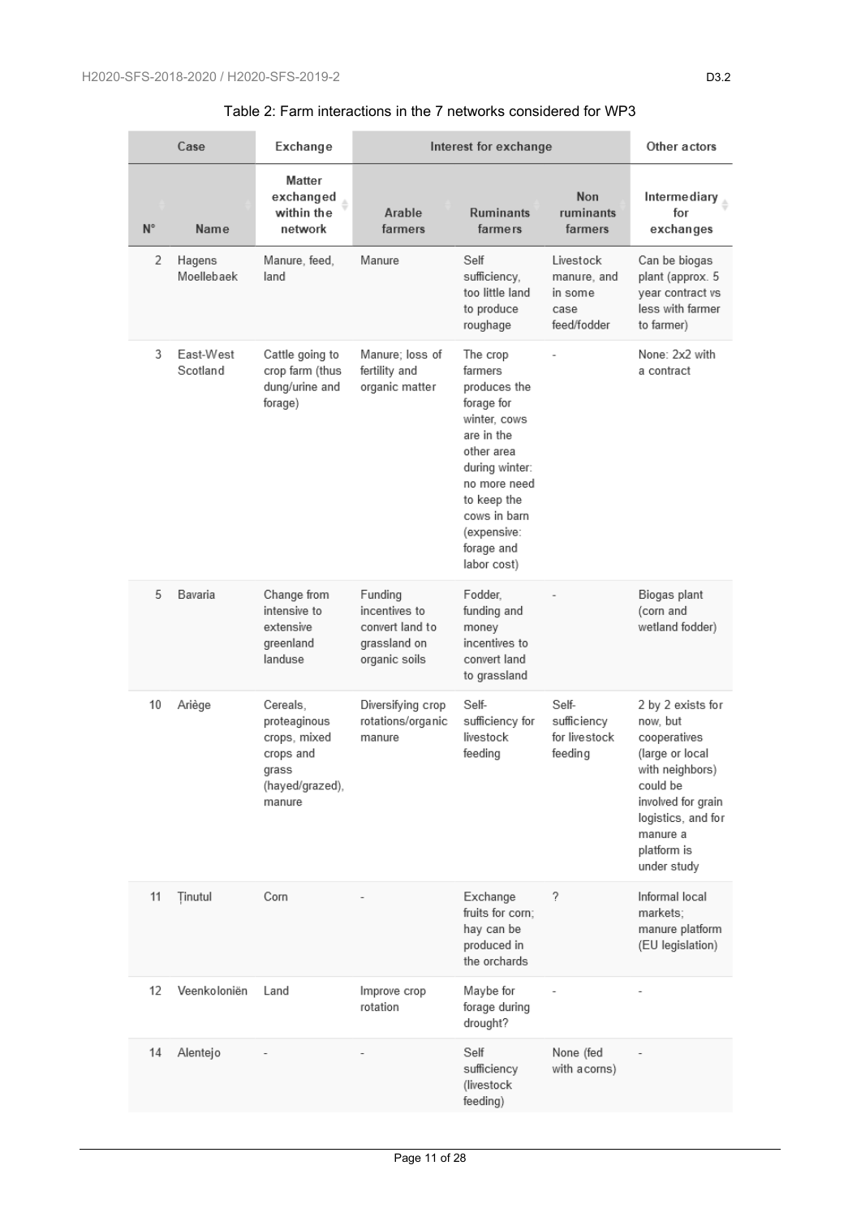Table 2: Farm interactions in the 7 networks considered for WP3

| Case | | Exchange | Interest for exchange | | | Other actors |
|---|---|---|---|---|---|---|
| N° | Name | Matter exchanged within the network | Arable farmers | Ruminants farmers | Non ruminants farmers | Intermediary for exchanges |
| 2 | Hagens Moellebaek | Manure, feed, land | Manure | Self sufficiency, too little land to produce roughage | Livestock manure, and in some case feed/fodder | Can be biogas plant (approx. 5 year contract vs less with farmer to farmer) |
| 3 | East-West Scotland | Cattle going to crop farm (thus dung/urine and forage) | Manure; loss of fertility and organic matter | The crop farmers produces the forage for winter, cows are in the other area during winter: no more need to keep the cows in barn (expensive: forage and labor cost) | - | None: 2x2 with a contract |
| 5 | Bavaria | Change from intensive to extensive greenland landuse | Funding incentives to convert land to grassland on organic soils | Fodder, funding and money incentives to convert land to grassland | - | Biogas plant (corn and wetland fodder) |
| 10 | Ariège | Cereals, proteaginous crops, mixed crops and grass (hayed/grazed), manure | Diversifying crop rotations/organic manure | Self-sufficiency for livestock feeding | Self-sufficiency for livestock feeding | 2 by 2 exists for now, but cooperatives (large or local with neighbors) could be involved for grain logistics, and for manure a platform is under study |
| 11 | Ţinutul | Corn | - | Exchange fruits for corn; hay can be produced in the orchards | ? | Informal local markets; manure platform (EU legislation) |
| 12 | Veenkoloniën | Land | Improve crop rotation | Maybe for forage during drought? | - | - |
| 14 | Alentejo | - | - | Self sufficiency (livestock feeding) | None (fed with acorns) | - |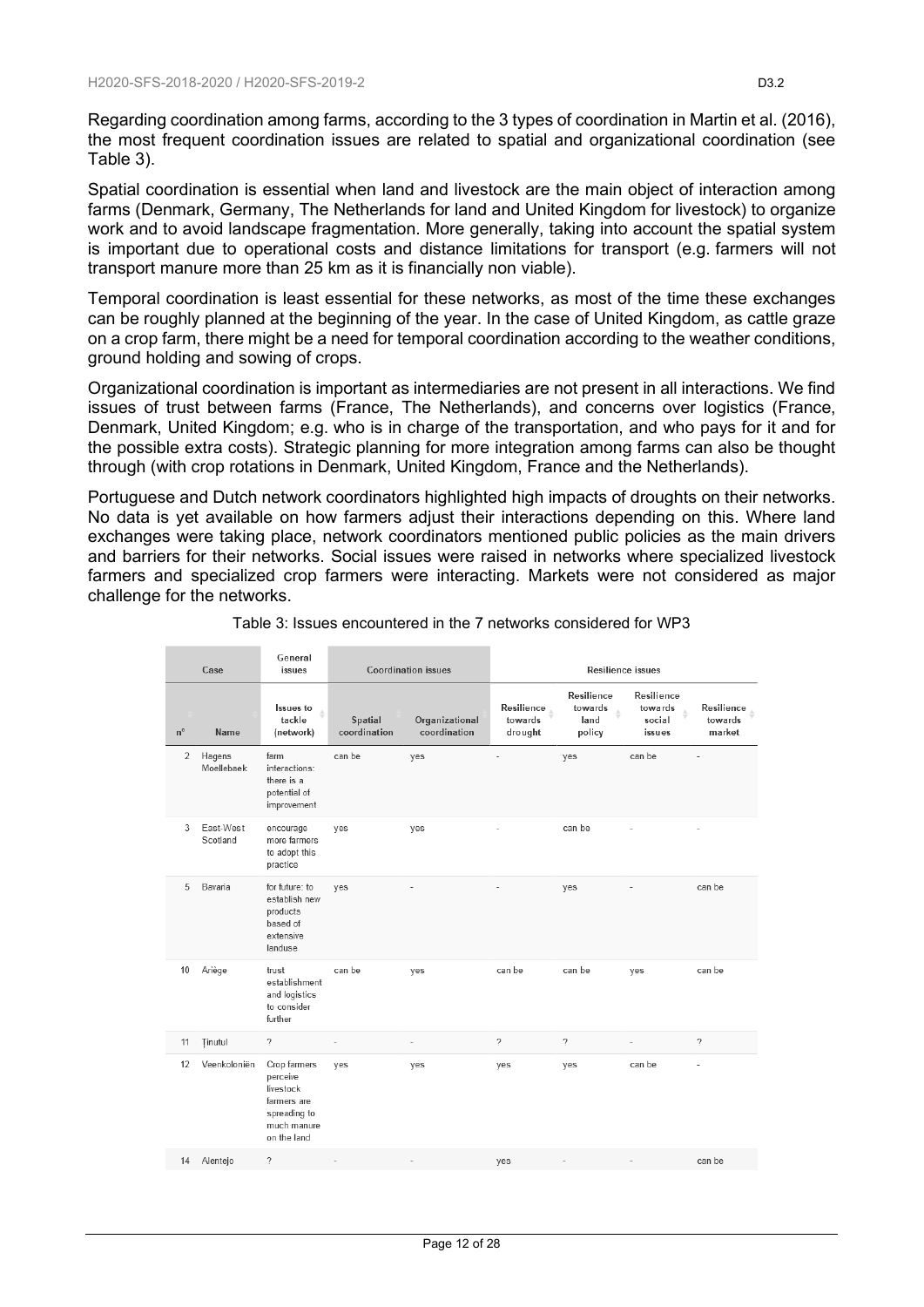Regarding coordination among farms, according to the 3 types of coordination in Martin et al. (2016), the most frequent coordination issues are related to spatial and organizational coordination (see Table 3).

Spatial coordination is essential when land and livestock are the main object of interaction among farms (Denmark, Germany, The Netherlands for land and United Kingdom for livestock) to organize work and to avoid landscape fragmentation. More generally, taking into account the spatial system is important due to operational costs and distance limitations for transport (e.g. farmers will not transport manure more than 25 km as it is financially non viable).

Temporal coordination is least essential for these networks, as most of the time these exchanges can be roughly planned at the beginning of the year. In the case of United Kingdom, as cattle graze on a crop farm, there might be a need for temporal coordination according to the weather conditions, ground holding and sowing of crops.

Organizational coordination is important as intermediaries are not present in all interactions. We find issues of trust between farms (France, The Netherlands), and concerns over logistics (France, Denmark, United Kingdom; e.g. who is in charge of the transportation, and who pays for it and for the possible extra costs). Strategic planning for more integration among farms can also be thought through (with crop rotations in Denmark, United Kingdom, France and the Netherlands).

Portuguese and Dutch network coordinators highlighted high impacts of droughts on their networks. No data is yet available on how farmers adjust their interactions depending on this. Where land exchanges were taking place, network coordinators mentioned public policies as the main drivers and barriers for their networks. Social issues were raised in networks where specialized livestock farmers and specialized crop farmers were interacting. Markets were not considered as major challenge for the networks.

Table 3: Issues encountered in the 7 networks considered for WP3

| Case | | General issues | Coordination issues | | Resilience issues | | | |
|---|---|---|---|---|---|---|---|---|
| n° | Name | Issues to tackle (network) | Spatial coordination | Organizational coordination | Resilience towards drought | Resilience towards land policy | Resilience towards social issues | Resilience towards market |
| 2 | Hagens Moellebaek | farm interactions: there is a potential of improvement | can be | yes | - | yes | can be | - |
| 3 | East-West Scotland | encourage more farmers to adopt this practice | yes | yes | - | can be | - | - |
| 5 | Bavaria | for future: to establish new products based of extensive landuse | yes | - | - | yes | - | can be |
| 10 | Ariège | trust establishment and logistics to consider further | can be | yes | can be | can be | yes | can be |
| 11 | Ţinutul | ? | - | - | ? | ? | - | ? |
| 12 | Veenkoloniën | Crop farmers perceive livestock farmers are spreading to much manure on the land | yes | yes | yes | yes | can be | - |
| 14 | Alentejo | ? | - | - | yes | - | - | can be |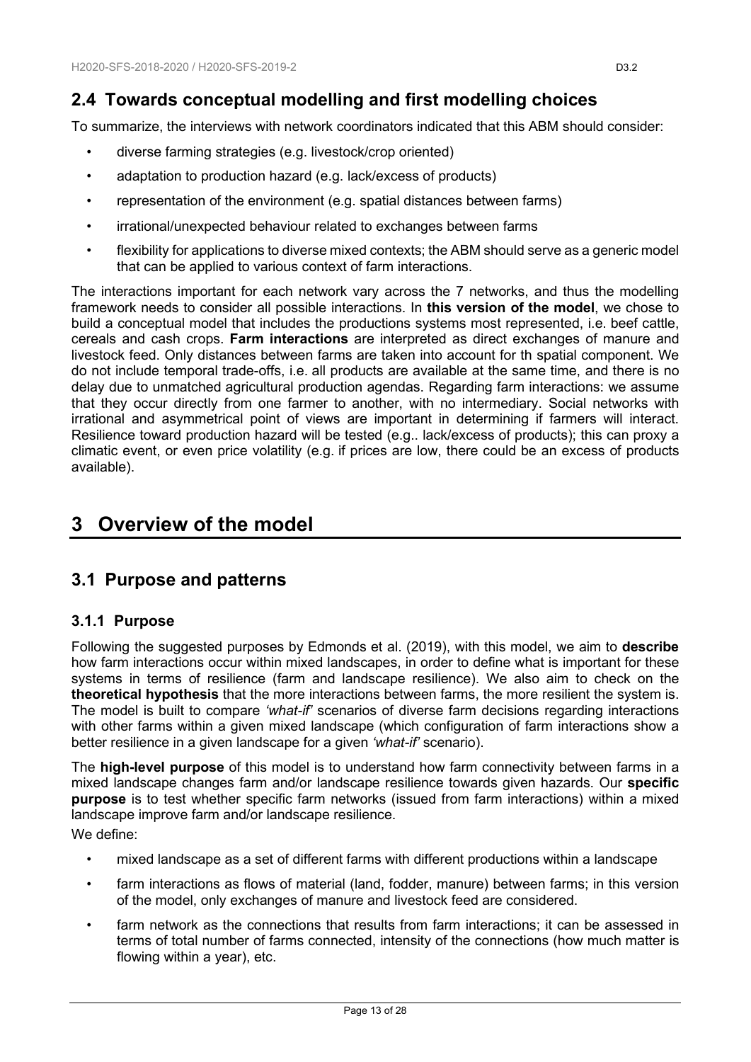## 2.4 Towards conceptual modelling and first modelling choices

To summarize, the interviews with network coordinators indicated that this ABM should consider:

- diverse farming strategies (e.g. livestock/crop oriented)
- adaptation to production hazard (e.g. lack/excess of products)
- representation of the environment (e.g. spatial distances between farms)
- irrational/unexpected behaviour related to exchanges between farms
- flexibility for applications to diverse mixed contexts; the ABM should serve as a generic model that can be applied to various context of farm interactions.

The interactions important for each network vary across the 7 networks, and thus the modelling framework needs to consider all possible interactions. In **this version of the model**, we chose to build a conceptual model that includes the productions systems most represented, i.e. beef cattle, cereals and cash crops. **Farm interactions** are interpreted as direct exchanges of manure and livestock feed. Only distances between farms are taken into account for th spatial component. We do not include temporal trade-offs, i.e. all products are available at the same time, and there is no delay due to unmatched agricultural production agendas. Regarding farm interactions: we assume that they occur directly from one farmer to another, with no intermediary. Social networks with irrational and asymmetrical point of views are important in determining if farmers will interact. Resilience toward production hazard will be tested (e.g.. lack/excess of products); this can proxy a climatic event, or even price volatility (e.g. if prices are low, there could be an excess of products available).

# 3 Overview of the model

## 3.1 Purpose and patterns

### 3.1.1 Purpose

Following the suggested purposes by Edmonds et al. (2019), with this model, we aim to **describe** how farm interactions occur within mixed landscapes, in order to define what is important for these systems in terms of resilience (farm and landscape resilience). We also aim to check on the **theoretical hypothesis** that the more interactions between farms, the more resilient the system is. The model is built to compare *'what-if'* scenarios of diverse farm decisions regarding interactions with other farms within a given mixed landscape (which configuration of farm interactions show a better resilience in a given landscape for a given *'what-if'* scenario).

The **high-level purpose** of this model is to understand how farm connectivity between farms in a mixed landscape changes farm and/or landscape resilience towards given hazards. Our **specific purpose** is to test whether specific farm networks (issued from farm interactions) within a mixed landscape improve farm and/or landscape resilience.

We define:

- mixed landscape as a set of different farms with different productions within a landscape
- farm interactions as flows of material (land, fodder, manure) between farms; in this version of the model, only exchanges of manure and livestock feed are considered.
- farm network as the connections that results from farm interactions; it can be assessed in terms of total number of farms connected, intensity of the connections (how much matter is flowing within a year), etc.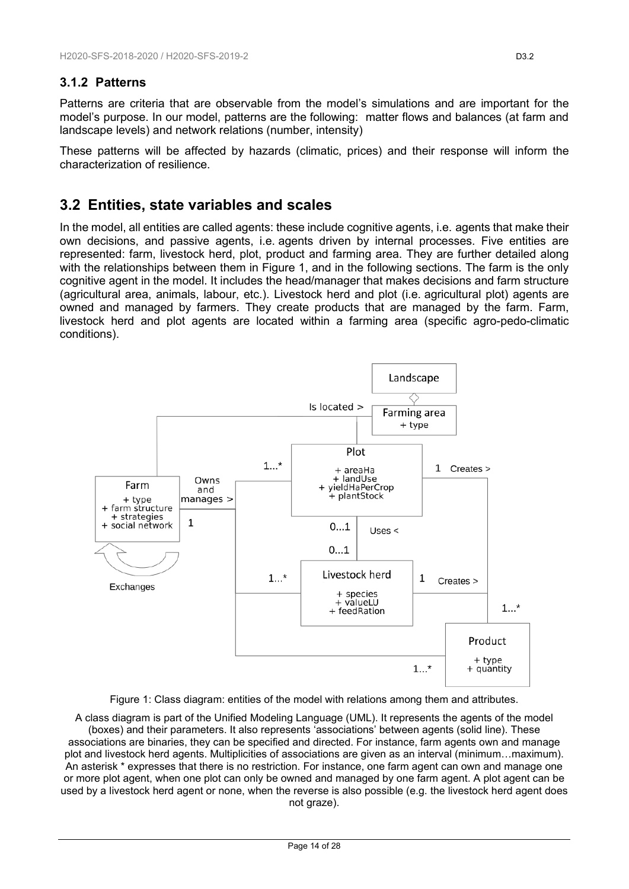### 3.1.2 Patterns

Patterns are criteria that are observable from the model's simulations and are important for the model's purpose. In our model, patterns are the following: matter flows and balances (at farm and landscape levels) and network relations (number, intensity)

These patterns will be affected by hazards (climatic, prices) and their response will inform the characterization of resilience.

## 3.2 Entities, state variables and scales

In the model, all entities are called agents: these include cognitive agents, i.e. agents that make their own decisions, and passive agents, i.e. agents driven by internal processes. Five entities are represented: farm, livestock herd, plot, product and farming area. They are further detailed along with the relationships between them in Figure 1, and in the following sections. The farm is the only cognitive agent in the model. It includes the head/manager that makes decisions and farm structure (agricultural area, animals, labour, etc.). Livestock herd and plot (i.e. agricultural plot) agents are owned and managed by farmers. They create products that are managed by the farm. Farm, livestock herd and plot agents are located within a farming area (specific agro-pedo-climatic conditions).

Figure 1: Class diagram: entities of the model with relations among them and attributes.

A class diagram is part of the Unified Modeling Language (UML). It represents the agents of the model (boxes) and their parameters. It also represents 'associations' between agents (solid line). These associations are binaries, they can be specified and directed. For instance, farm agents own and manage plot and livestock herd agents. Multiplicities of associations are given as an interval (minimum…maximum). An asterisk * expresses that there is no restriction. For instance, one farm agent can own and manage one or more plot agent, when one plot can only be owned and managed by one farm agent. A plot agent can be used by a livestock herd agent or none, when the reverse is also possible (e.g. the livestock herd agent does not graze).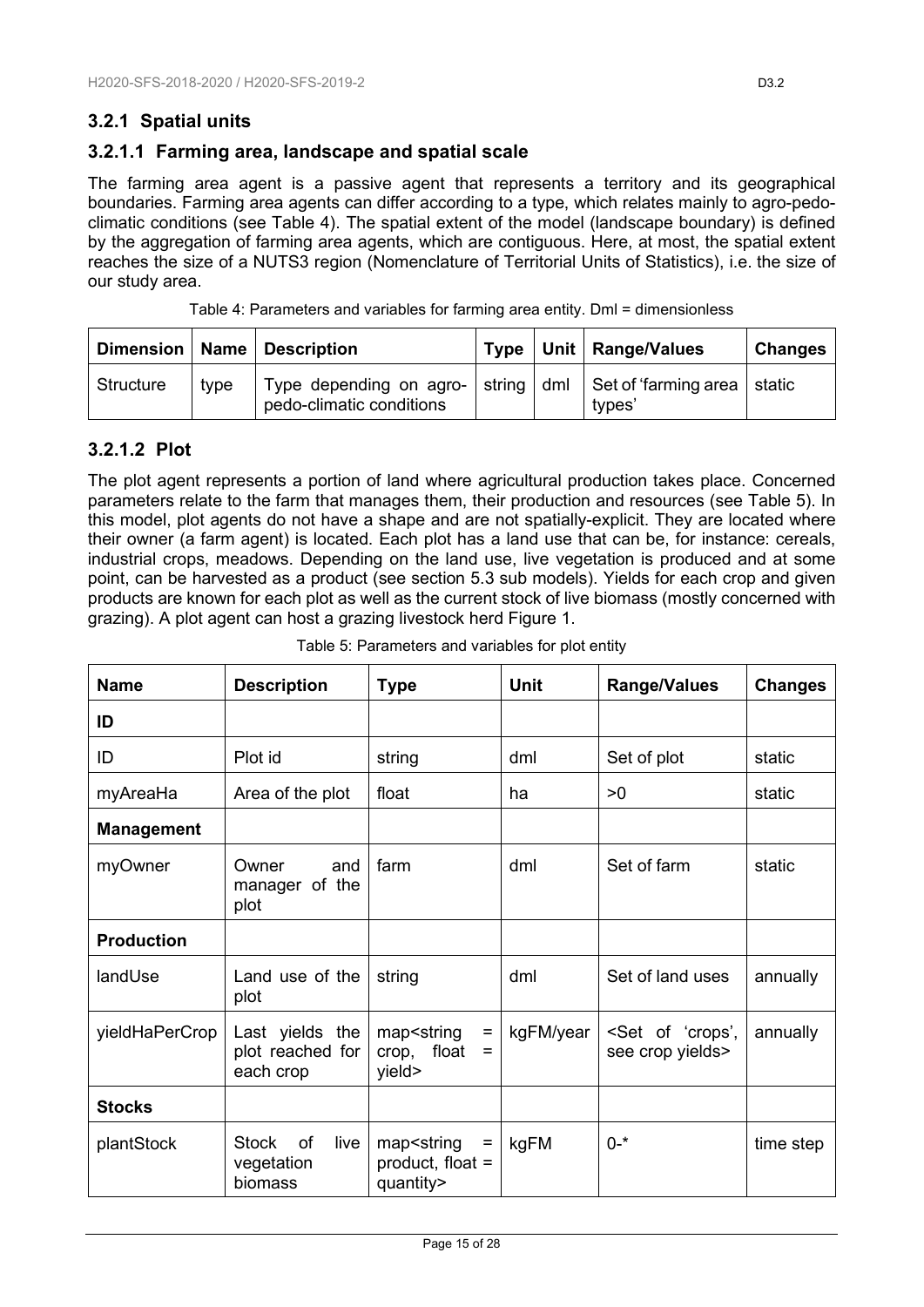### 3.2.1 Spatial units

#### 3.2.1.1 Farming area, landscape and spatial scale

The farming area agent is a passive agent that represents a territory and its geographical boundaries. Farming area agents can differ according to a type, which relates mainly to agro-pedo-climatic conditions (see Table 4). The spatial extent of the model (landscape boundary) is defined by the aggregation of farming area agents, which are contiguous. Here, at most, the spatial extent reaches the size of a NUTS3 region (Nomenclature of Territorial Units of Statistics), i.e. the size of our study area.

Table 4: Parameters and variables for farming area entity. Dml = dimensionless

| Dimension | Name | Description | Type | Unit | Range/Values | Changes |
|---|---|---|---|---|---|---|
| Structure | type | Type depending on agro-pedo-climatic conditions | string | dml | Set of 'farming area types' | static |

#### 3.2.1.2 Plot

The plot agent represents a portion of land where agricultural production takes place. Concerned parameters relate to the farm that manages them, their production and resources (see Table 5). In this model, plot agents do not have a shape and are not spatially-explicit. They are located where their owner (a farm agent) is located. Each plot has a land use that can be, for instance: cereals, industrial crops, meadows. Depending on the land use, live vegetation is produced and at some point, can be harvested as a product (see section 5.3 sub models). Yields for each crop and given products are known for each plot as well as the current stock of live biomass (mostly concerned with grazing). A plot agent can host a grazing livestock herd Figure 1.

Table 5: Parameters and variables for plot entity

| Name | Description | Type | Unit | Range/Values | Changes |
|---|---|---|---|---|---|
| **ID** | | | | | |
| ID | Plot id | string | dml | Set of plot | static |
| myAreaHa | Area of the plot | float | ha | >0 | static |
| **Management** | | | | | |
| myOwner | Owner and manager of the plot | farm | dml | Set of farm | static |
| **Production** | | | | | |
| landUse | Land use of the plot | string | dml | Set of land uses | annually |
| yieldHaPerCrop | Last yields the plot reached for each crop | map<string = crop, float = yield> | kgFM/year | <Set of 'crops', see crop yields> | annually |
| **Stocks** | | | | | |
| plantStock | Stock of live vegetation biomass | map<string = product, float = quantity> | kgFM | 0-* | time step |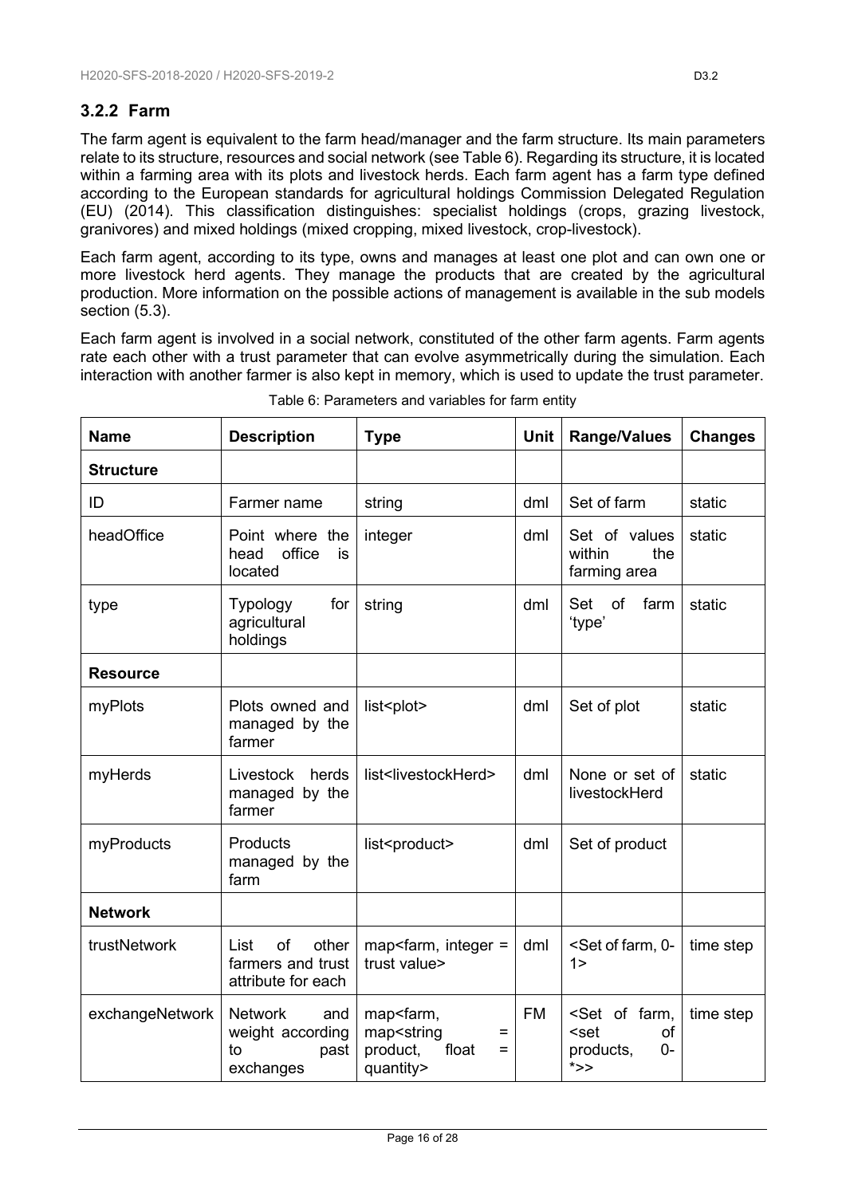### 3.2.2 Farm

The farm agent is equivalent to the farm head/manager and the farm structure. Its main parameters relate to its structure, resources and social network (see Table 6). Regarding its structure, it is located within a farming area with its plots and livestock herds. Each farm agent has a farm type defined according to the European standards for agricultural holdings Commission Delegated Regulation (EU) (2014). This classification distinguishes: specialist holdings (crops, grazing livestock, granivores) and mixed holdings (mixed cropping, mixed livestock, crop-livestock).

Each farm agent, according to its type, owns and manages at least one plot and can own one or more livestock herd agents. They manage the products that are created by the agricultural production. More information on the possible actions of management is available in the sub models section (5.3).

Each farm agent is involved in a social network, constituted of the other farm agents. Farm agents rate each other with a trust parameter that can evolve asymmetrically during the simulation. Each interaction with another farmer is also kept in memory, which is used to update the trust parameter.

Table 6: Parameters and variables for farm entity

| Name | Description | Type | Unit | Range/Values | Changes |
|---|---|---|---|---|---|
| **Structure** | | | | | |
| ID | Farmer name | string | dml | Set of farm | static |
| headOffice | Point where the head office is located | integer | dml | Set of values within the farming area | static |
| type | Typology for agricultural holdings | string | dml | Set of farm 'type' | static |
| **Resource** | | | | | |
| myPlots | Plots owned and managed by the farmer | list<plot> | dml | Set of plot | static |
| myHerds | Livestock herds managed by the farmer | list<livestockHerd> | dml | None or set of livestockHerd | static |
| myProducts | Products managed by the farm | list<product> | dml | Set of product | |
| **Network** | | | | | |
| trustNetwork | List of other farmers and trust attribute for each | map<farm, integer = trust value> | dml | <Set of farm, 0-1> | time step |
| exchangeNetwork | Network and weight according to past exchanges | map<farm, map<string = product, float = quantity> | FM | <Set of farm, <set of products, 0-*>> | time step |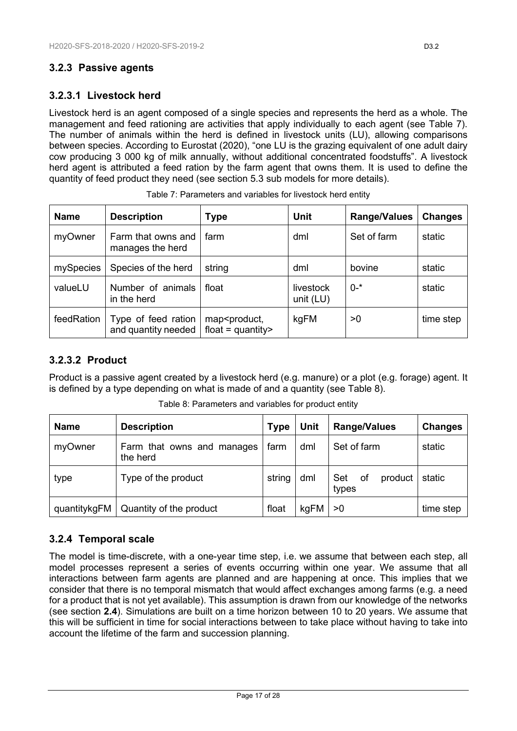### 3.2.3 Passive agents

#### 3.2.3.1 Livestock herd

Livestock herd is an agent composed of a single species and represents the herd as a whole. The management and feed rationing are activities that apply individually to each agent (see Table 7). The number of animals within the herd is defined in livestock units (LU), allowing comparisons between species. According to Eurostat (2020), "one LU is the grazing equivalent of one adult dairy cow producing 3 000 kg of milk annually, without additional concentrated foodstuffs". A livestock herd agent is attributed a feed ration by the farm agent that owns them. It is used to define the quantity of feed product they need (see section 5.3 sub models for more details).

Table 7: Parameters and variables for livestock herd entity

| Name | Description | Type | Unit | Range/Values | Changes |
|---|---|---|---|---|---|
| myOwner | Farm that owns and manages the herd | farm | dml | Set of farm | static |
| mySpecies | Species of the herd | string | dml | bovine | static |
| valueLU | Number of animals in the herd | float | livestock unit (LU) | 0-* | static |
| feedRation | Type of feed ration and quantity needed | map<product, float = quantity> | kgFM | >0 | time step |

#### 3.2.3.2 Product

Product is a passive agent created by a livestock herd (e.g. manure) or a plot (e.g. forage) agent. It is defined by a type depending on what is made of and a quantity (see Table 8).

Table 8: Parameters and variables for product entity

| Name | Description | Type | Unit | Range/Values | Changes |
|---|---|---|---|---|---|
| myOwner | Farm that owns and manages the herd | farm | dml | Set of farm | static |
| type | Type of the product | string | dml | Set of product types | static |
| quantitykgFM | Quantity of the product | float | kgFM | >0 | time step |

### 3.2.4 Temporal scale

The model is time-discrete, with a one-year time step, i.e. we assume that between each step, all model processes represent a series of events occurring within one year. We assume that all interactions between farm agents are planned and are happening at once. This implies that we consider that there is no temporal mismatch that would affect exchanges among farms (e.g. a need for a product that is not yet available). This assumption is drawn from our knowledge of the networks (see section **2.4**). Simulations are built on a time horizon between 10 to 20 years. We assume that this will be sufficient in time for social interactions between to take place without having to take into account the lifetime of the farm and succession planning.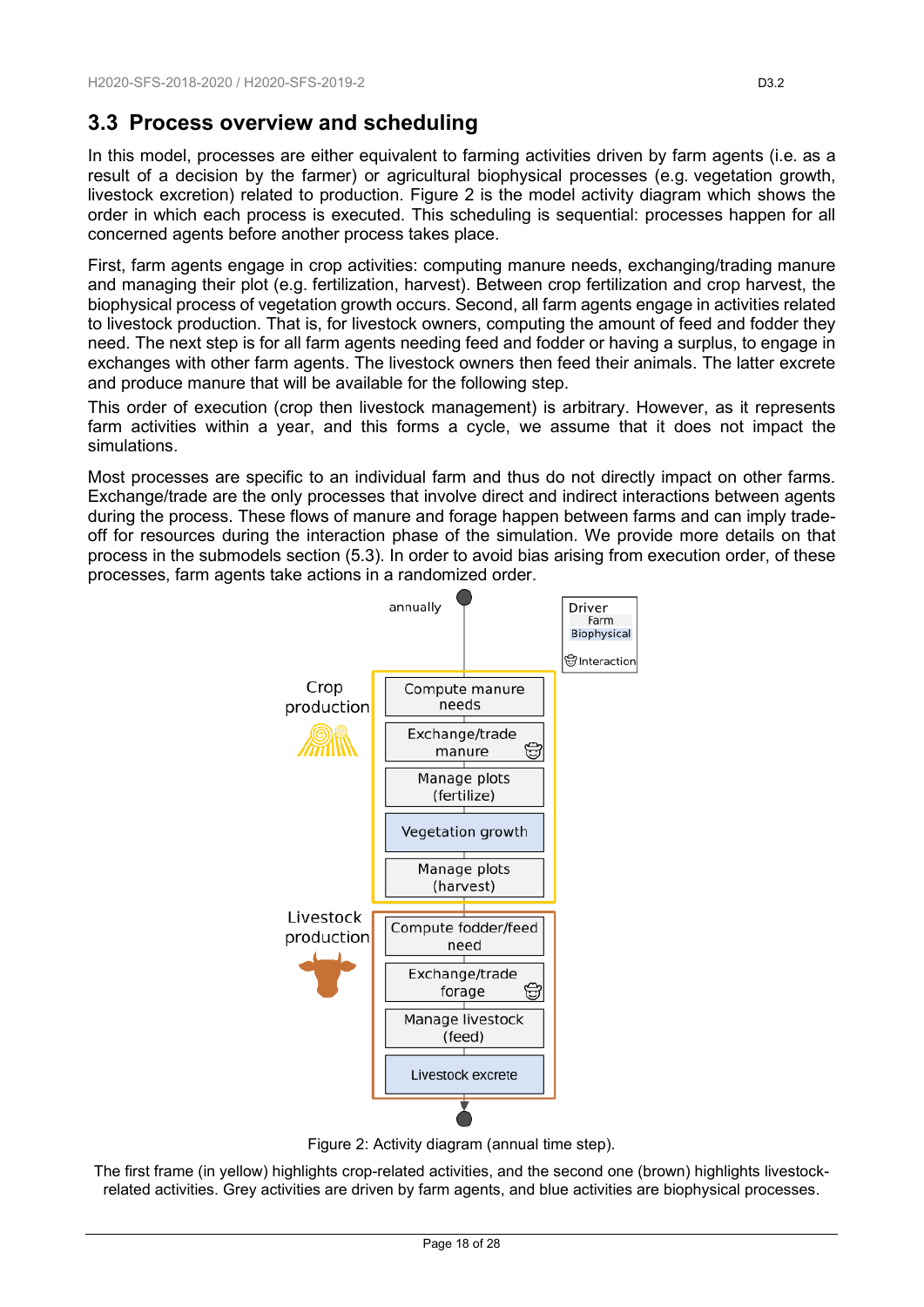## 3.3 Process overview and scheduling

In this model, processes are either equivalent to farming activities driven by farm agents (i.e. as a result of a decision by the farmer) or agricultural biophysical processes (e.g. vegetation growth, livestock excretion) related to production. Figure 2 is the model activity diagram which shows the order in which each process is executed. This scheduling is sequential: processes happen for all concerned agents before another process takes place.

First, farm agents engage in crop activities: computing manure needs, exchanging/trading manure and managing their plot (e.g. fertilization, harvest). Between crop fertilization and crop harvest, the biophysical process of vegetation growth occurs. Second, all farm agents engage in activities related to livestock production. That is, for livestock owners, computing the amount of feed and fodder they need. The next step is for all farm agents needing feed and fodder or having a surplus, to engage in exchanges with other farm agents. The livestock owners then feed their animals. The latter excrete and produce manure that will be available for the following step.

This order of execution (crop then livestock management) is arbitrary. However, as it represents farm activities within a year, and this forms a cycle, we assume that it does not impact the simulations.

Most processes are specific to an individual farm and thus do not directly impact on other farms. Exchange/trade are the only processes that involve direct and indirect interactions between agents during the process. These flows of manure and forage happen between farms and can imply trade-off for resources during the interaction phase of the simulation. We provide more details on that process in the submodels section (5.3). In order to avoid bias arising from execution order, of these processes, farm agents take actions in a randomized order.

Figure 2: Activity diagram (annual time step).

The first frame (in yellow) highlights crop-related activities, and the second one (brown) highlights livestock-related activities. Grey activities are driven by farm agents, and blue activities are biophysical processes.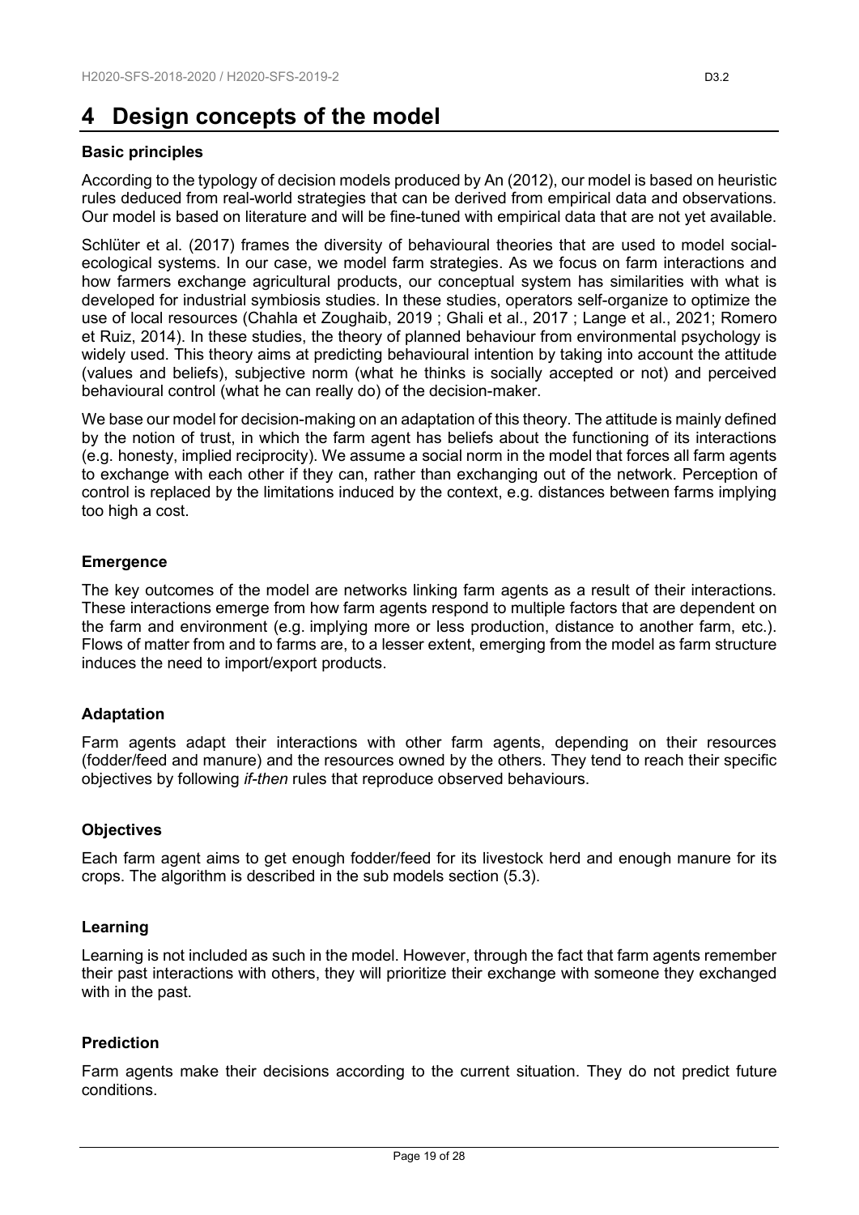# 4 Design concepts of the model

**Basic principles**

According to the typology of decision models produced by An (2012), our model is based on heuristic rules deduced from real-world strategies that can be derived from empirical data and observations. Our model is based on literature and will be fine-tuned with empirical data that are not yet available.

Schlüter et al. (2017) frames the diversity of behavioural theories that are used to model social-ecological systems. In our case, we model farm strategies. As we focus on farm interactions and how farmers exchange agricultural products, our conceptual system has similarities with what is developed for industrial symbiosis studies. In these studies, operators self-organize to optimize the use of local resources (Chahla et Zoughaib, 2019 ; Ghali et al., 2017 ; Lange et al., 2021; Romero et Ruiz, 2014). In these studies, the theory of planned behaviour from environmental psychology is widely used. This theory aims at predicting behavioural intention by taking into account the attitude (values and beliefs), subjective norm (what he thinks is socially accepted or not) and perceived behavioural control (what he can really do) of the decision-maker.

We base our model for decision-making on an adaptation of this theory. The attitude is mainly defined by the notion of trust, in which the farm agent has beliefs about the functioning of its interactions (e.g. honesty, implied reciprocity). We assume a social norm in the model that forces all farm agents to exchange with each other if they can, rather than exchanging out of the network. Perception of control is replaced by the limitations induced by the context, e.g. distances between farms implying too high a cost.

**Emergence**

The key outcomes of the model are networks linking farm agents as a result of their interactions. These interactions emerge from how farm agents respond to multiple factors that are dependent on the farm and environment (e.g. implying more or less production, distance to another farm, etc.). Flows of matter from and to farms are, to a lesser extent, emerging from the model as farm structure induces the need to import/export products.

**Adaptation**

Farm agents adapt their interactions with other farm agents, depending on their resources (fodder/feed and manure) and the resources owned by the others. They tend to reach their specific objectives by following *if-then* rules that reproduce observed behaviours.

**Objectives**

Each farm agent aims to get enough fodder/feed for its livestock herd and enough manure for its crops. The algorithm is described in the sub models section (5.3).

**Learning**

Learning is not included as such in the model. However, through the fact that farm agents remember their past interactions with others, they will prioritize their exchange with someone they exchanged with in the past.

**Prediction**

Farm agents make their decisions according to the current situation. They do not predict future conditions.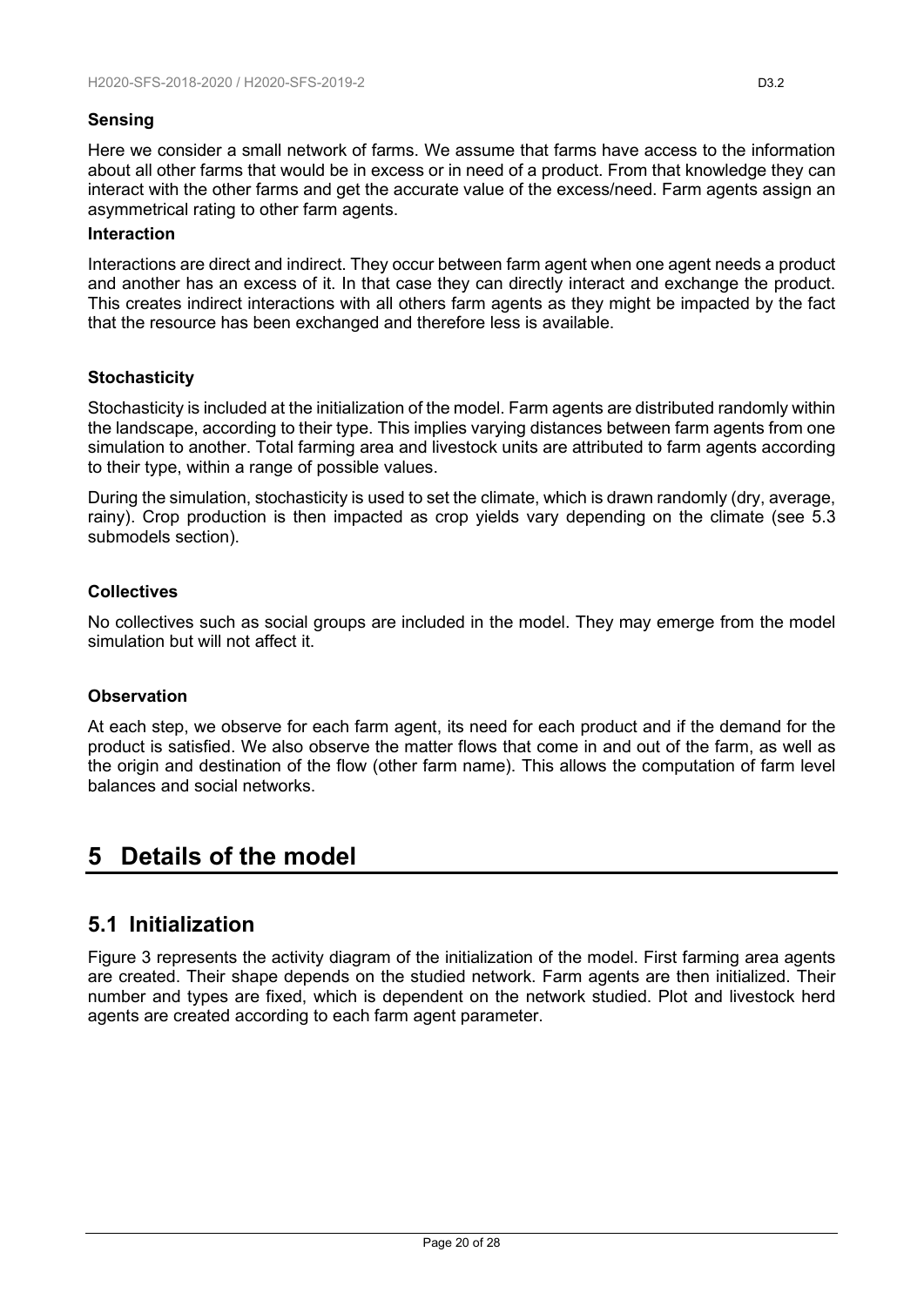**Sensing**

Here we consider a small network of farms. We assume that farms have access to the information about all other farms that would be in excess or in need of a product. From that knowledge they can interact with the other farms and get the accurate value of the excess/need. Farm agents assign an asymmetrical rating to other farm agents.

**Interaction**

Interactions are direct and indirect. They occur between farm agent when one agent needs a product and another has an excess of it. In that case they can directly interact and exchange the product. This creates indirect interactions with all others farm agents as they might be impacted by the fact that the resource has been exchanged and therefore less is available.

**Stochasticity**

Stochasticity is included at the initialization of the model. Farm agents are distributed randomly within the landscape, according to their type. This implies varying distances between farm agents from one simulation to another. Total farming area and livestock units are attributed to farm agents according to their type, within a range of possible values.

During the simulation, stochasticity is used to set the climate, which is drawn randomly (dry, average, rainy). Crop production is then impacted as crop yields vary depending on the climate (see 5.3 submodels section).

**Collectives**

No collectives such as social groups are included in the model. They may emerge from the model simulation but will not affect it.

**Observation**

At each step, we observe for each farm agent, its need for each product and if the demand for the product is satisfied. We also observe the matter flows that come in and out of the farm, as well as the origin and destination of the flow (other farm name). This allows the computation of farm level balances and social networks.

# 5 Details of the model

## 5.1 Initialization

Figure 3 represents the activity diagram of the initialization of the model. First farming area agents are created. Their shape depends on the studied network. Farm agents are then initialized. Their number and types are fixed, which is dependent on the network studied. Plot and livestock herd agents are created according to each farm agent parameter.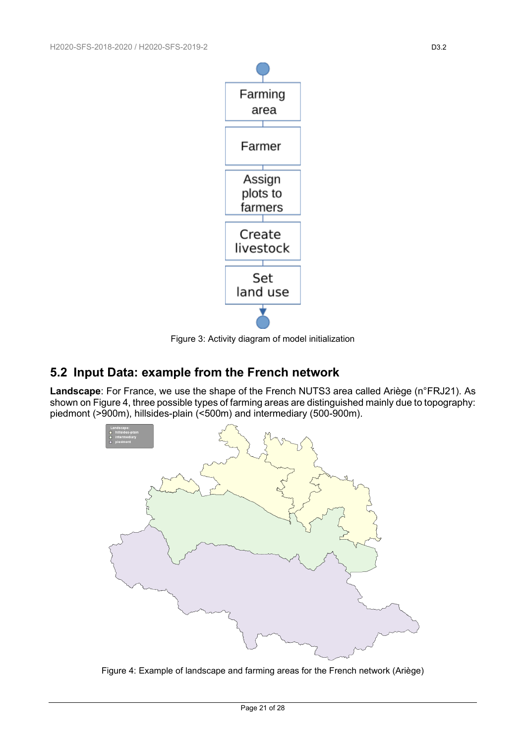Figure 3: Activity diagram of model initialization

## 5.2 Input Data: example from the French network

**Landscape**: For France, we use the shape of the French NUTS3 area called Ariège (n°FRJ21). As shown on Figure 4, three possible types of farming areas are distinguished mainly due to topography: piedmont (>900m), hillsides-plain (<500m) and intermediary (500-900m).

Figure 4: Example of landscape and farming areas for the French network (Ariège)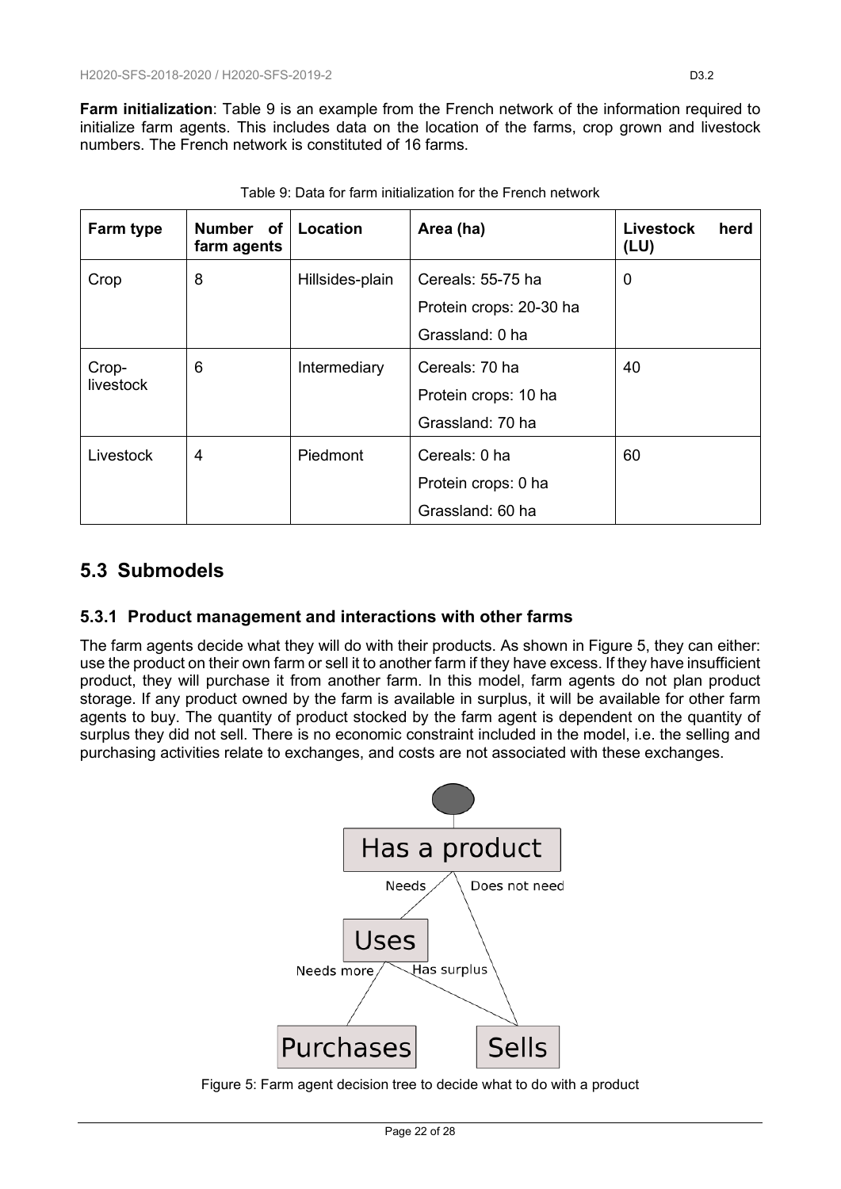**Farm initialization**: Table 9 is an example from the French network of the information required to initialize farm agents. This includes data on the location of the farms, crop grown and livestock numbers. The French network is constituted of 16 farms.

Table 9: Data for farm initialization for the French network

| Farm type | Number of farm agents | Location | Area (ha) | Livestock herd (LU) |
|---|---|---|---|---|
| Crop | 8 | Hillsides-plain | Cereals: 55-75 ha<br>Protein crops: 20-30 ha<br>Grassland: 0 ha | 0 |
| Crop-livestock | 6 | Intermediary | Cereals: 70 ha<br>Protein crops: 10 ha<br>Grassland: 70 ha | 40 |
| Livestock | 4 | Piedmont | Cereals: 0 ha<br>Protein crops: 0 ha<br>Grassland: 60 ha | 60 |

## 5.3 Submodels

### 5.3.1 Product management and interactions with other farms

The farm agents decide what they will do with their products. As shown in Figure 5, they can either: use the product on their own farm or sell it to another farm if they have excess. If they have insufficient product, they will purchase it from another farm. In this model, farm agents do not plan product storage. If any product owned by the farm is available in surplus, it will be available for other farm agents to buy. The quantity of product stocked by the farm agent is dependent on the quantity of surplus they did not sell. There is no economic constraint included in the model, i.e. the selling and purchasing activities relate to exchanges, and costs are not associated with these exchanges.

Figure 5: Farm agent decision tree to decide what to do with a product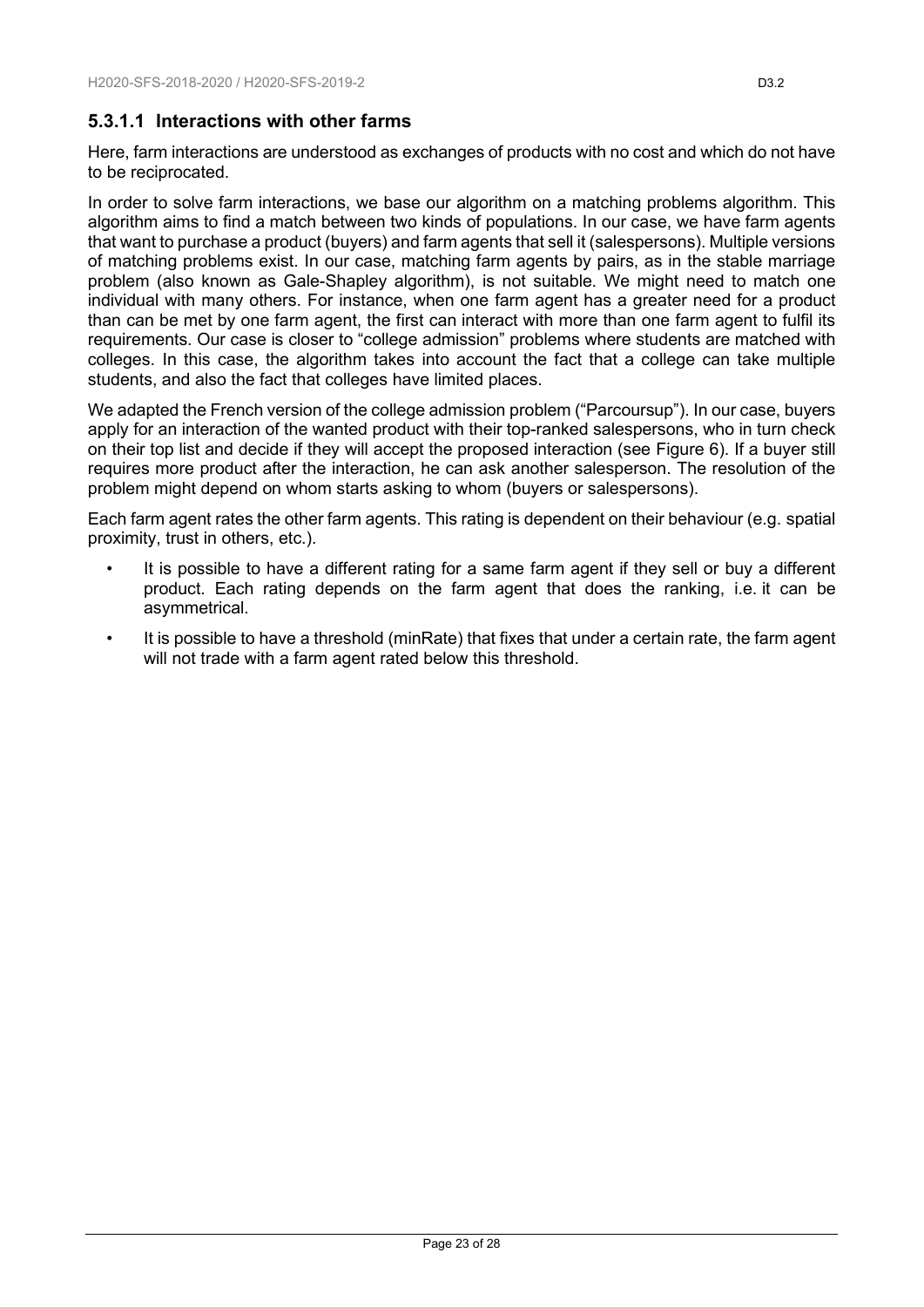#### 5.3.1.1 Interactions with other farms

Here, farm interactions are understood as exchanges of products with no cost and which do not have to be reciprocated.

In order to solve farm interactions, we base our algorithm on a matching problems algorithm. This algorithm aims to find a match between two kinds of populations. In our case, we have farm agents that want to purchase a product (buyers) and farm agents that sell it (salespersons). Multiple versions of matching problems exist. In our case, matching farm agents by pairs, as in the stable marriage problem (also known as Gale-Shapley algorithm), is not suitable. We might need to match one individual with many others. For instance, when one farm agent has a greater need for a product than can be met by one farm agent, the first can interact with more than one farm agent to fulfil its requirements. Our case is closer to "college admission" problems where students are matched with colleges. In this case, the algorithm takes into account the fact that a college can take multiple students, and also the fact that colleges have limited places.

We adapted the French version of the college admission problem ("Parcoursup"). In our case, buyers apply for an interaction of the wanted product with their top-ranked salespersons, who in turn check on their top list and decide if they will accept the proposed interaction (see Figure 6). If a buyer still requires more product after the interaction, he can ask another salesperson. The resolution of the problem might depend on whom starts asking to whom (buyers or salespersons).

Each farm agent rates the other farm agents. This rating is dependent on their behaviour (e.g. spatial proximity, trust in others, etc.).

- It is possible to have a different rating for a same farm agent if they sell or buy a different product. Each rating depends on the farm agent that does the ranking, i.e. it can be asymmetrical.
- It is possible to have a threshold (minRate) that fixes that under a certain rate, the farm agent will not trade with a farm agent rated below this threshold.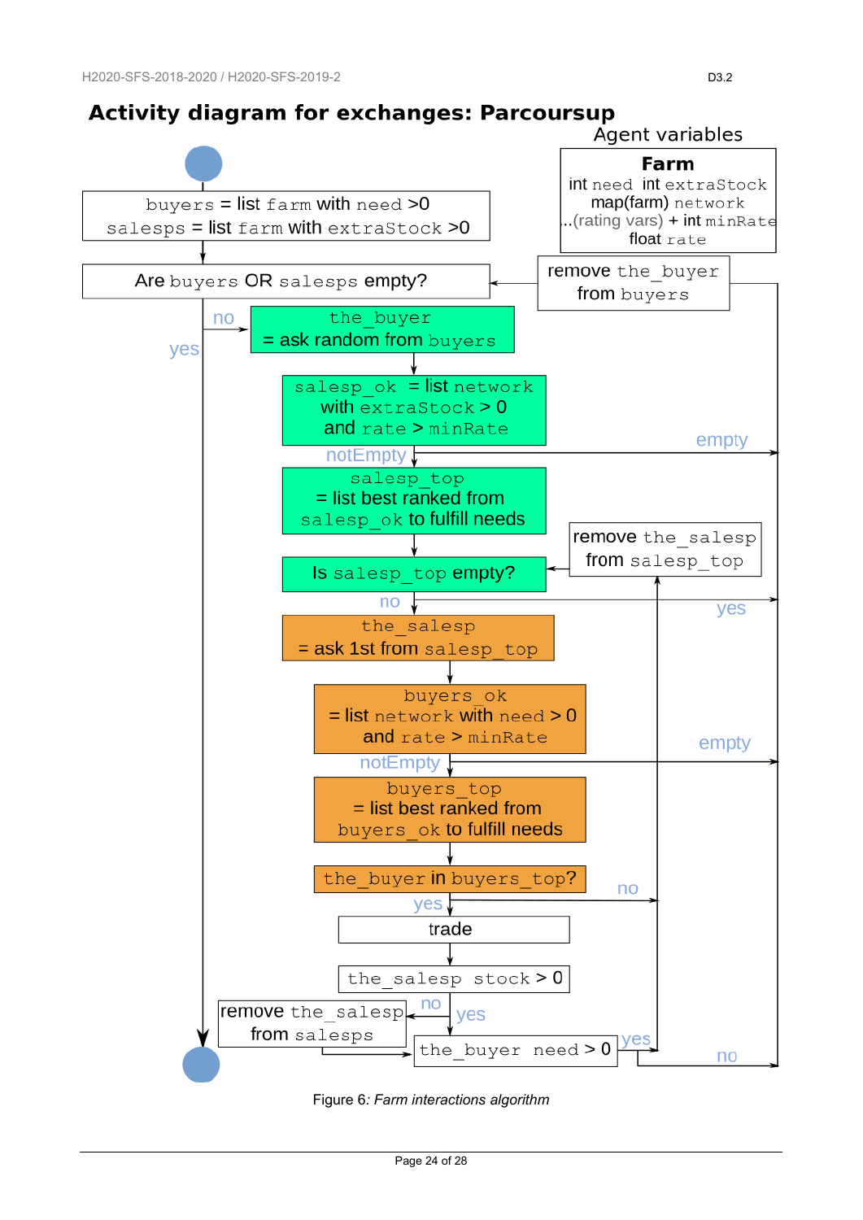## Activity diagram for exchanges: Parcoursup

Agent variables

**Farm**
int need int extraStock
map(farm) network
...(rating vars) + int minRate
float rate

buyers = list farm with need >0
salesps = list farm with extraStock >0

Are buyers OR salesps empty?

yes

no

the_buyer
= ask random from buyers

remove the_buyer
from buyers

salesp_ok = list network
with extraStock > 0
and rate > minRate

notEmpty

empty

salesp_top
= list best ranked from
salesp_ok to fulfill needs

remove the_salesp
from salesp_top

Is salesp_top empty?

no

yes

the_salesp
= ask 1st from salesp_top

buyers_ok
= list network with need > 0
and rate > minRate

notEmpty

empty

buyers_top
= list best ranked from
buyers_ok to fulfill needs

the_buyer in buyers_top?

yes

no

trade

the_salesp stock > 0

no

yes

remove the_salesp
from salesps

the_buyer need > 0

yes

no

Figure 6: *Farm interactions algorithm*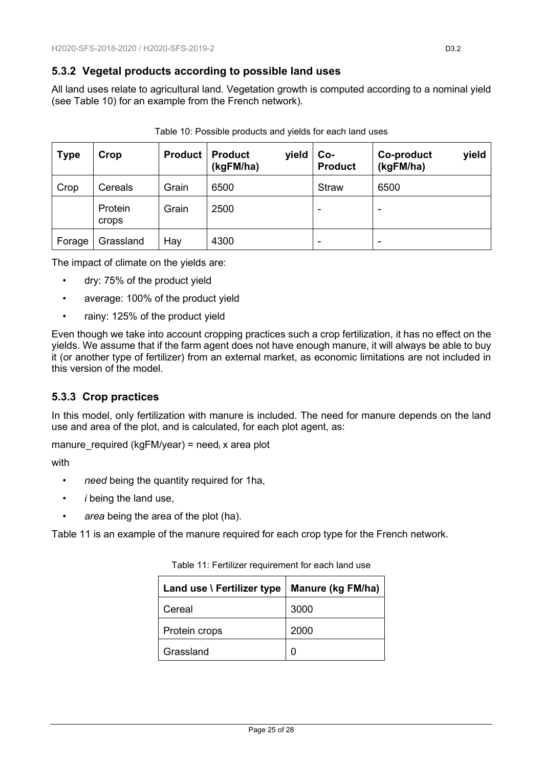### 5.3.2 Vegetal products according to possible land uses

All land uses relate to agricultural land. Vegetation growth is computed according to a nominal yield (see Table 10) for an example from the French network).

Table 10: Possible products and yields for each land uses

| Type | Crop | Product | Product yield (kgFM/ha) | Co-Product | Co-product yield (kgFM/ha) |
|---|---|---|---|---|---|
| Crop | Cereals | Grain | 6500 | Straw | 6500 |
| | Protein crops | Grain | 2500 | - | - |
| Forage | Grassland | Hay | 4300 | - | - |

The impact of climate on the yields are:

- dry: 75% of the product yield
- average: 100% of the product yield
- rainy: 125% of the product yield

Even though we take into account cropping practices such a crop fertilization, it has no effect on the yields. We assume that if the farm agent does not have enough manure, it will always be able to buy it (or another type of fertilizer) from an external market, as economic limitations are not included in this version of the model.

### 5.3.3 Crop practices

In this model, only fertilization with manure is included. The need for manure depends on the land use and area of the plot, and is calculated, for each plot agent, as:

manure_required (kgFM/year) = $need_i$ x area plot

with

- *need* being the quantity required for 1ha,
- *i* being the land use,
- *area* being the area of the plot (ha).

Table 11 is an example of the manure required for each crop type for the French network.

Table 11: Fertilizer requirement for each land use

| Land use \ Fertilizer type | Manure (kg FM/ha) |
|---|---|
| Cereal | 3000 |
| Protein crops | 2000 |
| Grassland | 0 |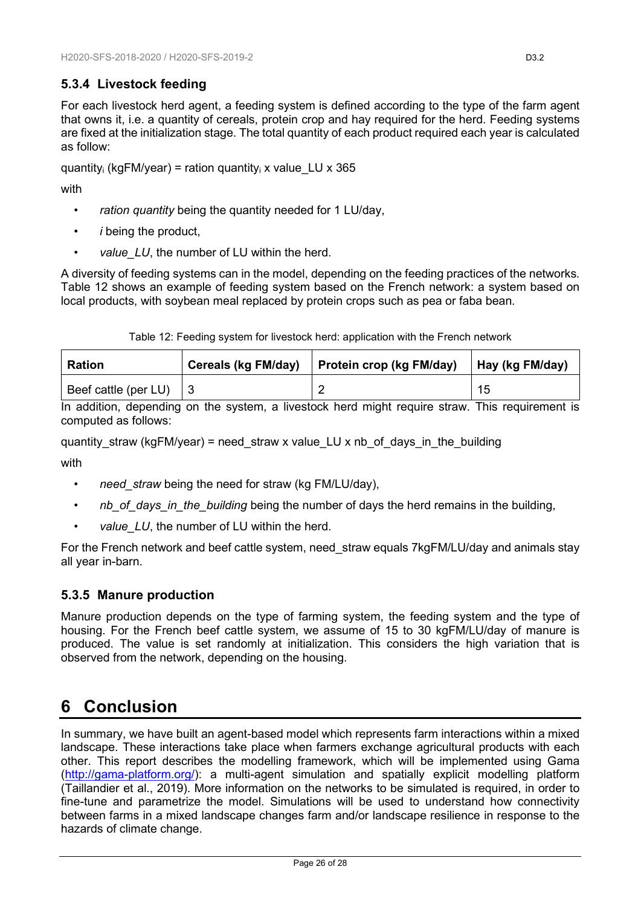### 5.3.4 Livestock feeding

For each livestock herd agent, a feeding system is defined according to the type of the farm agent that owns it, i.e. a quantity of cereals, protein crop and hay required for the herd. Feeding systems are fixed at the initialization stage. The total quantity of each product required each year is calculated as follow:

$\text{quantity}_i$ (kgFM/year) = ration $\text{quantity}_i$ x value_LU x 365

with

- *ration quantity* being the quantity needed for 1 LU/day,
- *i* being the product,
- *value_LU*, the number of LU within the herd.

A diversity of feeding systems can in the model, depending on the feeding practices of the networks. Table 12 shows an example of feeding system based on the French network: a system based on local products, with soybean meal replaced by protein crops such as pea or faba bean.

Table 12: Feeding system for livestock herd: application with the French network

| Ration | Cereals (kg FM/day) | Protein crop (kg FM/day) | Hay (kg FM/day) |
|---|---|---|---|
| Beef cattle (per LU) | 3 | 2 | 15 |

In addition, depending on the system, a livestock herd might require straw. This requirement is computed as follows:

quantity_straw (kgFM/year) = need_straw x value_LU x nb_of_days_in_the_building

with

- *need_straw* being the need for straw (kg FM/LU/day),
- *nb_of_days_in_the_building* being the number of days the herd remains in the building,
- *value_LU*, the number of LU within the herd.

For the French network and beef cattle system, need_straw equals 7kgFM/LU/day and animals stay all year in-barn.

### 5.3.5 Manure production

Manure production depends on the type of farming system, the feeding system and the type of housing. For the French beef cattle system, we assume of 15 to 30 kgFM/LU/day of manure is produced. The value is set randomly at initialization. This considers the high variation that is observed from the network, depending on the housing.

# 6 Conclusion

In summary, we have built an agent-based model which represents farm interactions within a mixed landscape. These interactions take place when farmers exchange agricultural products with each other. This report describes the modelling framework, which will be implemented using Gama (http://gama-platform.org/): a multi-agent simulation and spatially explicit modelling platform (Taillandier et al., 2019). More information on the networks to be simulated is required, in order to fine-tune and parametrize the model. Simulations will be used to understand how connectivity between farms in a mixed landscape changes farm and/or landscape resilience in response to the hazards of climate change.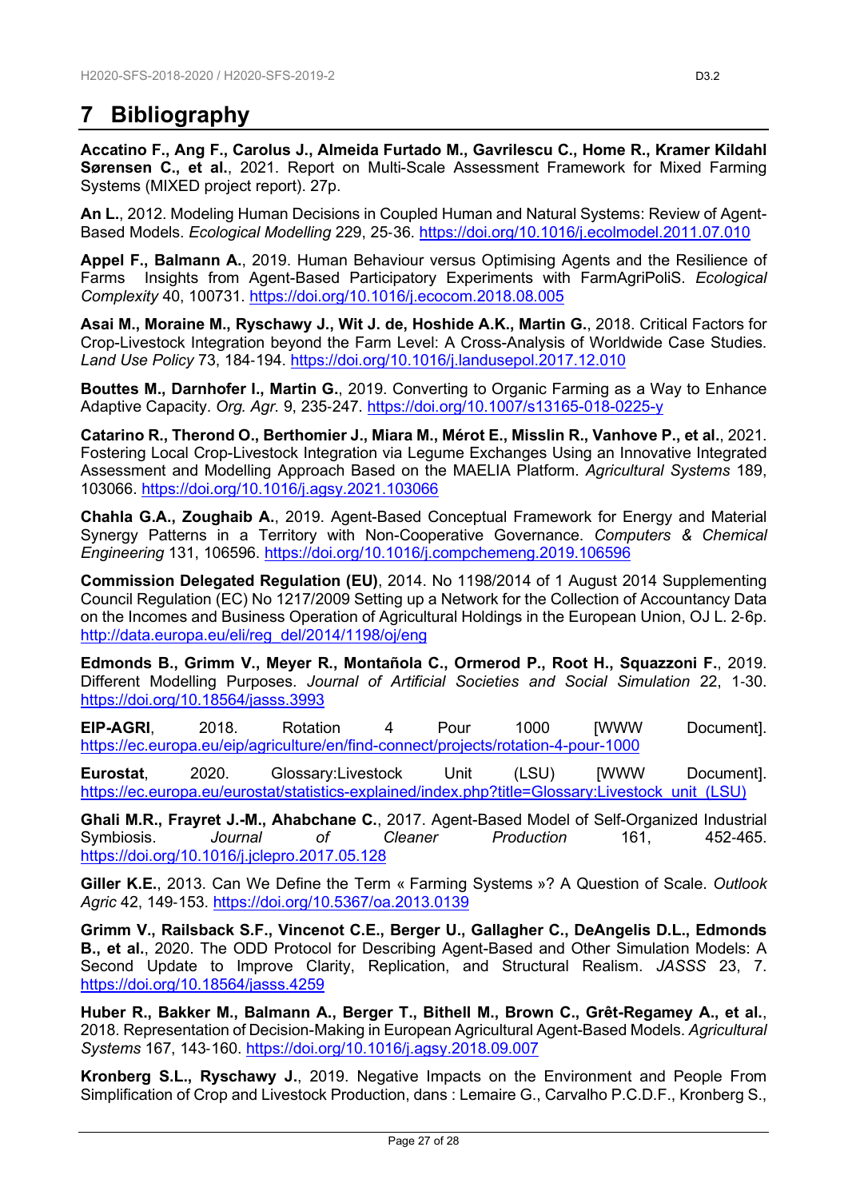# 7 Bibliography

**Accatino F., Ang F., Carolus J., Almeida Furtado M., Gavrilescu C., Home R., Kramer Kildahl Sørensen C., et al.**, 2021. Report on Multi-Scale Assessment Framework for Mixed Farming Systems (MIXED project report). 27p.

**An L.**, 2012. Modeling Human Decisions in Coupled Human and Natural Systems: Review of Agent-Based Models. *Ecological Modelling* 229, 25-36. https://doi.org/10.1016/j.ecolmodel.2011.07.010

**Appel F., Balmann A.**, 2019. Human Behaviour versus Optimising Agents and the Resilience of Farms Insights from Agent-Based Participatory Experiments with FarmAgriPoliS. *Ecological Complexity* 40, 100731. https://doi.org/10.1016/j.ecocom.2018.08.005

**Asai M., Moraine M., Ryschawy J., Wit J. de, Hoshide A.K., Martin G.**, 2018. Critical Factors for Crop-Livestock Integration beyond the Farm Level: A Cross-Analysis of Worldwide Case Studies. *Land Use Policy* 73, 184-194. https://doi.org/10.1016/j.landusepol.2017.12.010

**Bouttes M., Darnhofer I., Martin G.**, 2019. Converting to Organic Farming as a Way to Enhance Adaptive Capacity. *Org. Agr.* 9, 235-247. https://doi.org/10.1007/s13165-018-0225-y

**Catarino R., Therond O., Berthomier J., Miara M., Mérot E., Misslin R., Vanhove P., et al.**, 2021. Fostering Local Crop-Livestock Integration via Legume Exchanges Using an Innovative Integrated Assessment and Modelling Approach Based on the MAELIA Platform. *Agricultural Systems* 189, 103066. https://doi.org/10.1016/j.agsy.2021.103066

**Chahla G.A., Zoughaib A.**, 2019. Agent-Based Conceptual Framework for Energy and Material Synergy Patterns in a Territory with Non-Cooperative Governance. *Computers & Chemical Engineering* 131, 106596. https://doi.org/10.1016/j.compchemeng.2019.106596

**Commission Delegated Regulation (EU)**, 2014. No 1198/2014 of 1 August 2014 Supplementing Council Regulation (EC) No 1217/2009 Setting up a Network for the Collection of Accountancy Data on the Incomes and Business Operation of Agricultural Holdings in the European Union, OJ L. 2-6p. http://data.europa.eu/eli/reg_del/2014/1198/oj/eng

**Edmonds B., Grimm V., Meyer R., Montañola C., Ormerod P., Root H., Squazzoni F.**, 2019. Different Modelling Purposes. *Journal of Artificial Societies and Social Simulation* 22, 1-30. https://doi.org/10.18564/jasss.3993

**EIP-AGRI**, 2018. Rotation 4 Pour 1000 [WWW Document]. https://ec.europa.eu/eip/agriculture/en/find-connect/projects/rotation-4-pour-1000

**Eurostat**, 2020. Glossary:Livestock Unit (LSU) [WWW Document]. https://ec.europa.eu/eurostat/statistics-explained/index.php?title=Glossary:Livestock_unit_(LSU)

**Ghali M.R., Frayret J.-M., Ahabchane C.**, 2017. Agent-Based Model of Self-Organized Industrial Symbiosis. *Journal of Cleaner Production* 161, 452-465. https://doi.org/10.1016/j.jclepro.2017.05.128

**Giller K.E.**, 2013. Can We Define the Term « Farming Systems »? A Question of Scale. *Outlook Agric* 42, 149-153. https://doi.org/10.5367/oa.2013.0139

**Grimm V., Railsback S.F., Vincenot C.E., Berger U., Gallagher C., DeAngelis D.L., Edmonds B., et al.**, 2020. The ODD Protocol for Describing Agent-Based and Other Simulation Models: A Second Update to Improve Clarity, Replication, and Structural Realism. *JASSS* 23, 7. https://doi.org/10.18564/jasss.4259

**Huber R., Bakker M., Balmann A., Berger T., Bithell M., Brown C., Grêt-Regamey A., et al.**, 2018. Representation of Decision-Making in European Agricultural Agent-Based Models. *Agricultural Systems* 167, 143-160. https://doi.org/10.1016/j.agsy.2018.09.007

**Kronberg S.L., Ryschawy J.**, 2019. Negative Impacts on the Environment and People From Simplification of Crop and Livestock Production, dans : Lemaire G., Carvalho P.C.D.F., Kronberg S.,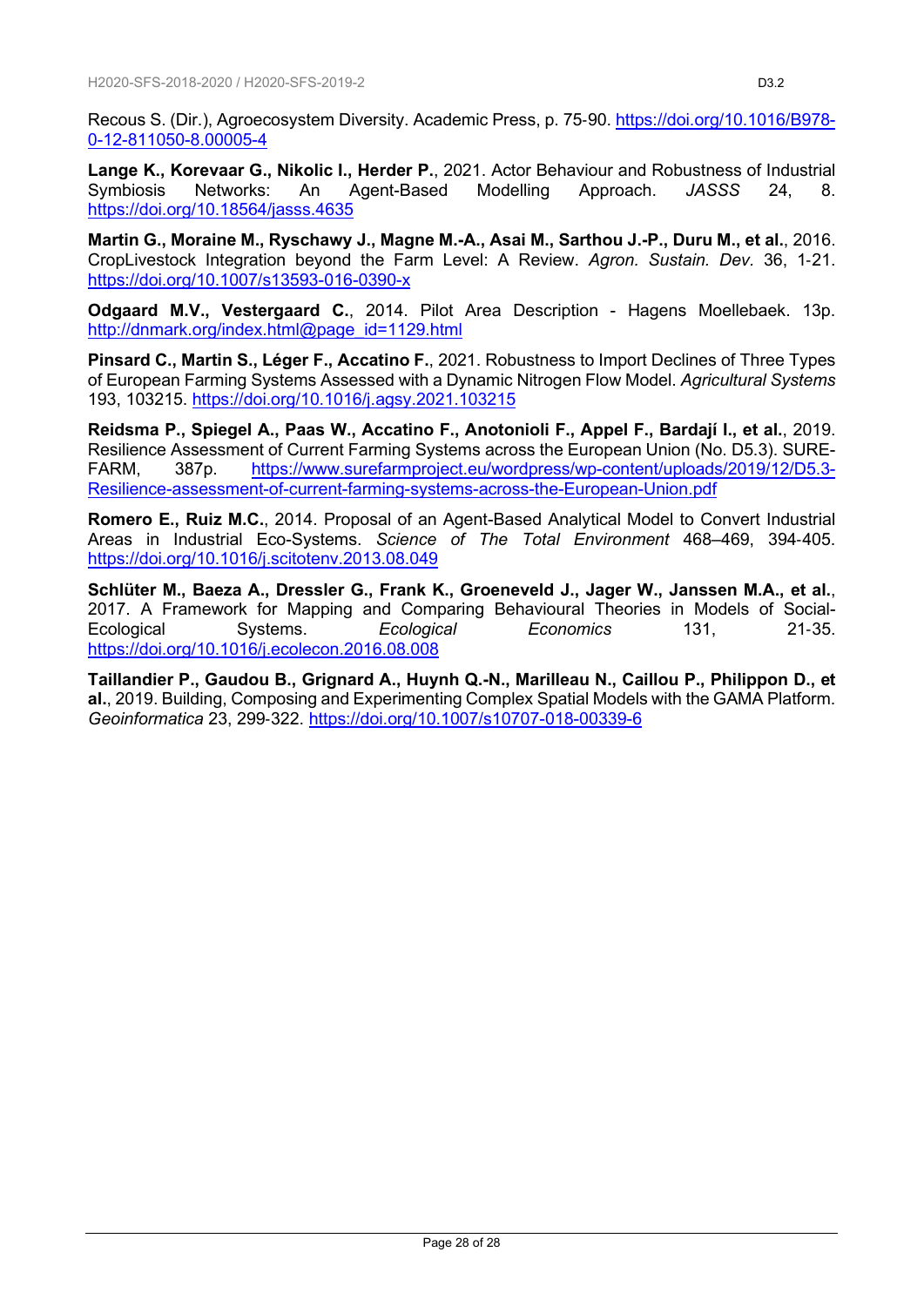Recous S. (Dir.), Agroecosystem Diversity. Academic Press, p. 75-90. https://doi.org/10.1016/B978-0-12-811050-8.00005-4

**Lange K., Korevaar G., Nikolic I., Herder P.**, 2021. Actor Behaviour and Robustness of Industrial Symbiosis Networks: An Agent-Based Modelling Approach. *JASSS* 24, 8. https://doi.org/10.18564/jasss.4635

**Martin G., Moraine M., Ryschawy J., Magne M.-A., Asai M., Sarthou J.-P., Duru M., et al.**, 2016. CropLivestock Integration beyond the Farm Level: A Review. *Agron. Sustain. Dev.* 36, 1-21. https://doi.org/10.1007/s13593-016-0390-x

**Odgaard M.V., Vestergaard C.**, 2014. Pilot Area Description - Hagens Moellebaek. 13p. http://dnmark.org/index.html@page_id=1129.html

**Pinsard C., Martin S., Léger F., Accatino F.**, 2021. Robustness to Import Declines of Three Types of European Farming Systems Assessed with a Dynamic Nitrogen Flow Model. *Agricultural Systems* 193, 103215. https://doi.org/10.1016/j.agsy.2021.103215

**Reidsma P., Spiegel A., Paas W., Accatino F., Anotonioli F., Appel F., Bardají I., et al.**, 2019. Resilience Assessment of Current Farming Systems across the European Union (No. D5.3). SURE-FARM, 387p. https://www.surefarmproject.eu/wordpress/wp-content/uploads/2019/12/D5.3-Resilience-assessment-of-current-farming-systems-across-the-European-Union.pdf

**Romero E., Ruiz M.C.**, 2014. Proposal of an Agent-Based Analytical Model to Convert Industrial Areas in Industrial Eco-Systems. *Science of The Total Environment* 468–469, 394-405. https://doi.org/10.1016/j.scitotenv.2013.08.049

**Schlüter M., Baeza A., Dressler G., Frank K., Groeneveld J., Jager W., Janssen M.A., et al.**, 2017. A Framework for Mapping and Comparing Behavioural Theories in Models of Social-Ecological Systems. *Ecological Economics* 131, 21-35. https://doi.org/10.1016/j.ecolecon.2016.08.008

**Taillandier P., Gaudou B., Grignard A., Huynh Q.-N., Marilleau N., Caillou P., Philippon D., et al.**, 2019. Building, Composing and Experimenting Complex Spatial Models with the GAMA Platform. *Geoinformatica* 23, 299-322. https://doi.org/10.1007/s10707-018-00339-6